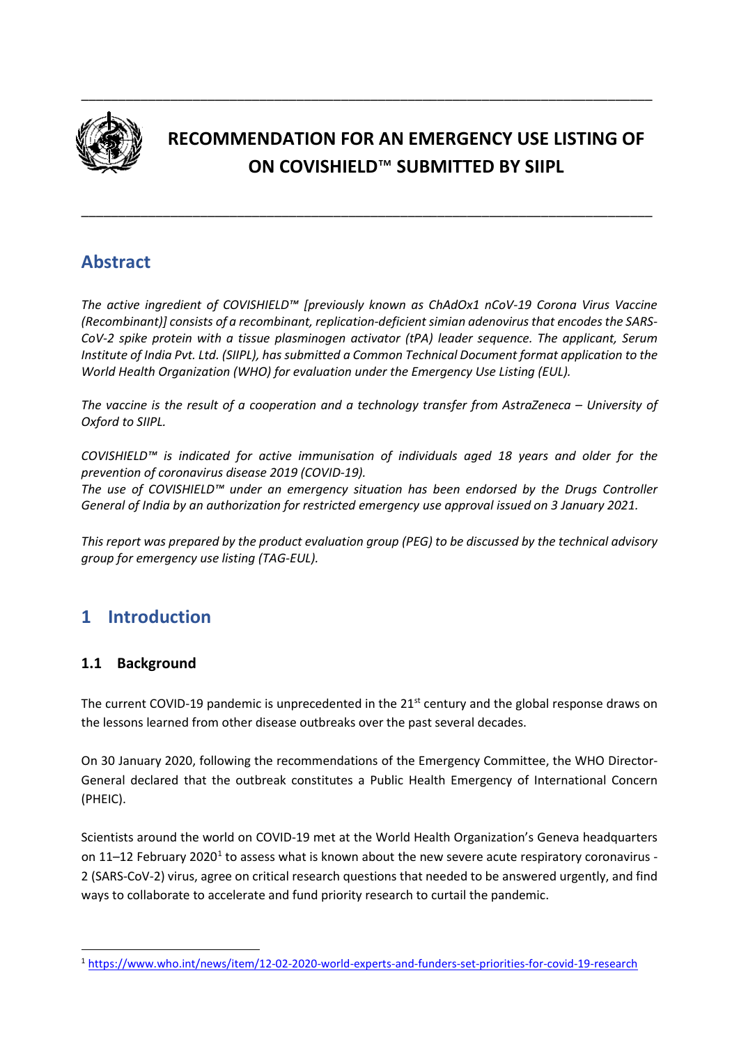# RECOMMENDATION FOR AN EMERGENCY USE LISTING OF ON COVISHIELD™ SUBMITTED BY SIIPL

## Abstract

*The active ingredient of COVISHIELD™ [previously known as ChAdOx1 nCoV-19 Corona Virus Vaccine (Recombinant)] consists of a recombinant, replication-deficient simian adenovirus that encodes the SARS-CoV-2 spike protein with a tissue plasminogen activator (tPA) leader sequence. The applicant, Serum Institute of India Pvt. Ltd. (SIIPL), has submitted a Common Technical Document format application to the World Health Organization (WHO) for evaluation under the Emergency Use Listing (EUL).*

*The vaccine is the result of a cooperation and a technology transfer from AstraZeneca – University of Oxford to SIIPL.*

*COVISHIELD™ is indicated for active immunisation of individuals aged 18 years and older for the prevention of coronavirus disease 2019 (COVID-19).*
*The use of COVISHIELD™ under an emergency situation has been endorsed by the Drugs Controller General of India by an authorization for restricted emergency use approval issued on 3 January 2021.*

*This report was prepared by the product evaluation group (PEG) to be discussed by the technical advisory group for emergency use listing (TAG-EUL).*

## 1 Introduction

### 1.1 Background

The current COVID-19 pandemic is unprecedented in the 21st century and the global response draws on the lessons learned from other disease outbreaks over the past several decades.

On 30 January 2020, following the recommendations of the Emergency Committee, the WHO Director-General declared that the outbreak constitutes a Public Health Emergency of International Concern (PHEIC).

Scientists around the world on COVID-19 met at the World Health Organization's Geneva headquarters on 11–12 February 2020[1] to assess what is known about the new severe acute respiratory coronavirus - 2 (SARS-CoV-2) virus, agree on critical research questions that needed to be answered urgently, and find ways to collaborate to accelerate and fund priority research to curtail the pandemic.

[1] https://www.who.int/news/item/12-02-2020-world-experts-and-funders-set-priorities-for-covid-19-research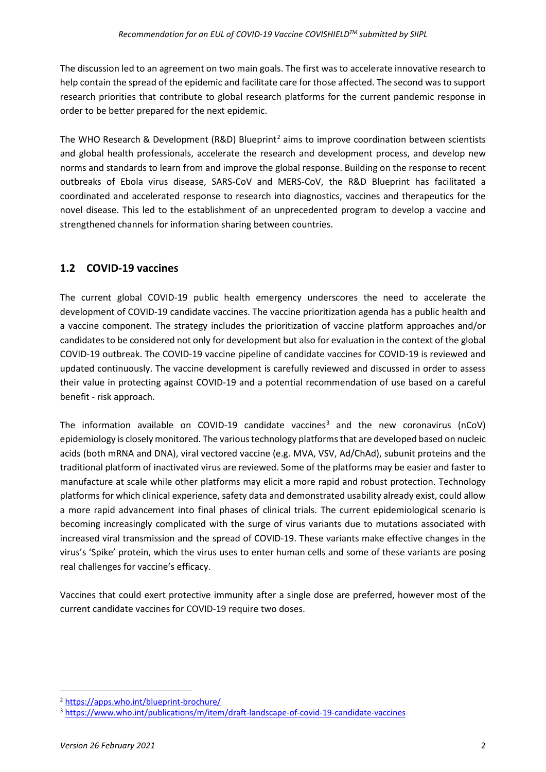The discussion led to an agreement on two main goals. The first was to accelerate innovative research to help contain the spread of the epidemic and facilitate care for those affected. The second was to support research priorities that contribute to global research platforms for the current pandemic response in order to be better prepared for the next epidemic.

The WHO Research & Development (R&D) Blueprint[2] aims to improve coordination between scientists and global health professionals, accelerate the research and development process, and develop new norms and standards to learn from and improve the global response. Building on the response to recent outbreaks of Ebola virus disease, SARS-CoV and MERS-CoV, the R&D Blueprint has facilitated a coordinated and accelerated response to research into diagnostics, vaccines and therapeutics for the novel disease. This led to the establishment of an unprecedented program to develop a vaccine and strengthened channels for information sharing between countries.

## 1.2 COVID-19 vaccines

The current global COVID-19 public health emergency underscores the need to accelerate the development of COVID-19 candidate vaccines. The vaccine prioritization agenda has a public health and a vaccine component. The strategy includes the prioritization of vaccine platform approaches and/or candidates to be considered not only for development but also for evaluation in the context of the global COVID-19 outbreak. The COVID-19 vaccine pipeline of candidate vaccines for COVID-19 is reviewed and updated continuously. The vaccine development is carefully reviewed and discussed in order to assess their value in protecting against COVID-19 and a potential recommendation of use based on a careful benefit - risk approach.

The information available on COVID-19 candidate vaccines[3] and the new coronavirus (nCoV) epidemiology is closely monitored. The various technology platforms that are developed based on nucleic acids (both mRNA and DNA), viral vectored vaccine (e.g. MVA, VSV, Ad/ChAd), subunit proteins and the traditional platform of inactivated virus are reviewed. Some of the platforms may be easier and faster to manufacture at scale while other platforms may elicit a more rapid and robust protection. Technology platforms for which clinical experience, safety data and demonstrated usability already exist, could allow a more rapid advancement into final phases of clinical trials. The current epidemiological scenario is becoming increasingly complicated with the surge of virus variants due to mutations associated with increased viral transmission and the spread of COVID-19. These variants make effective changes in the virus's 'Spike' protein, which the virus uses to enter human cells and some of these variants are posing real challenges for vaccine's efficacy.

Vaccines that could exert protective immunity after a single dose are preferred, however most of the current candidate vaccines for COVID-19 require two doses.

---

[2] https://apps.who.int/blueprint-brochure/

[3] https://www.who.int/publications/m/item/draft-landscape-of-covid-19-candidate-vaccines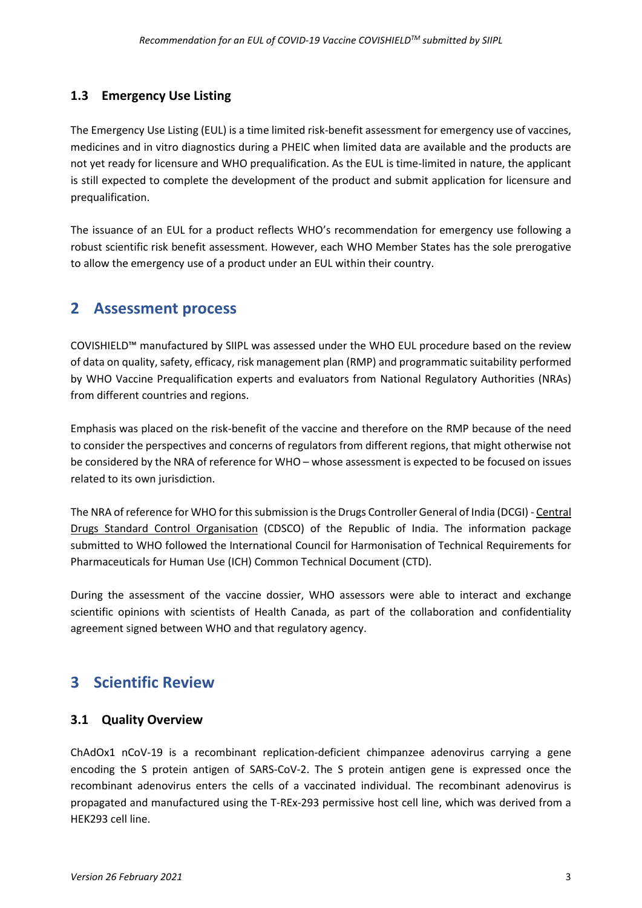### 1.3 Emergency Use Listing

The Emergency Use Listing (EUL) is a time limited risk-benefit assessment for emergency use of vaccines, medicines and in vitro diagnostics during a PHEIC when limited data are available and the products are not yet ready for licensure and WHO prequalification. As the EUL is time-limited in nature, the applicant is still expected to complete the development of the product and submit application for licensure and prequalification.

The issuance of an EUL for a product reflects WHO's recommendation for emergency use following a robust scientific risk benefit assessment. However, each WHO Member States has the sole prerogative to allow the emergency use of a product under an EUL within their country.

## 2 Assessment process

COVISHIELD™ manufactured by SIIPL was assessed under the WHO EUL procedure based on the review of data on quality, safety, efficacy, risk management plan (RMP) and programmatic suitability performed by WHO Vaccine Prequalification experts and evaluators from National Regulatory Authorities (NRAs) from different countries and regions.

Emphasis was placed on the risk-benefit of the vaccine and therefore on the RMP because of the need to consider the perspectives and concerns of regulators from different regions, that might otherwise not be considered by the NRA of reference for WHO – whose assessment is expected to be focused on issues related to its own jurisdiction.

The NRA of reference for WHO for this submission is the Drugs Controller General of India (DCGI) - Central Drugs Standard Control Organisation (CDSCO) of the Republic of India. The information package submitted to WHO followed the International Council for Harmonisation of Technical Requirements for Pharmaceuticals for Human Use (ICH) Common Technical Document (CTD).

During the assessment of the vaccine dossier, WHO assessors were able to interact and exchange scientific opinions with scientists of Health Canada, as part of the collaboration and confidentiality agreement signed between WHO and that regulatory agency.

## 3 Scientific Review

### 3.1 Quality Overview

ChAdOx1 nCoV-19 is a recombinant replication-deficient chimpanzee adenovirus carrying a gene encoding the S protein antigen of SARS-CoV-2. The S protein antigen gene is expressed once the recombinant adenovirus enters the cells of a vaccinated individual. The recombinant adenovirus is propagated and manufactured using the T-REx-293 permissive host cell line, which was derived from a HEK293 cell line.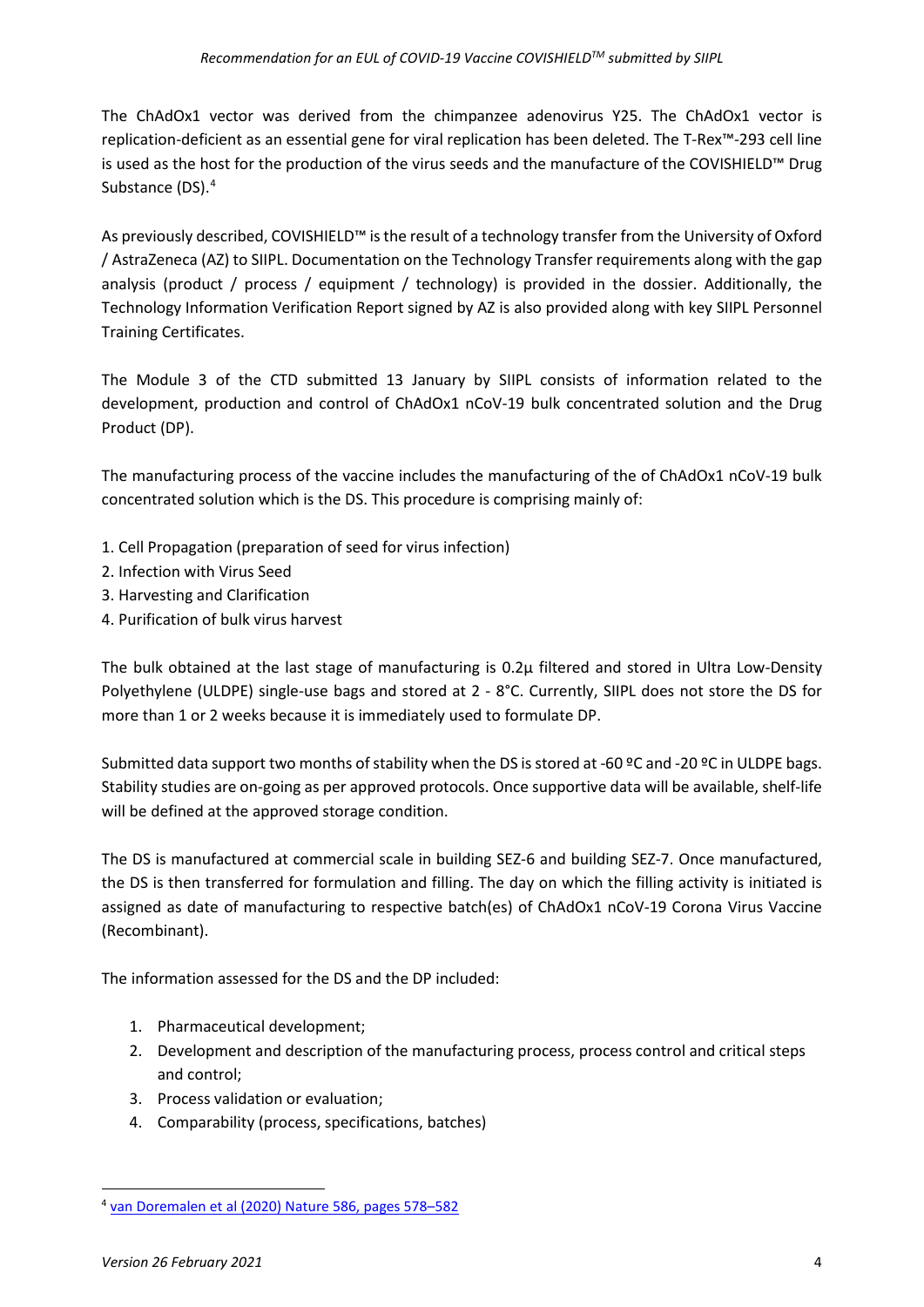The ChAdOx1 vector was derived from the chimpanzee adenovirus Y25. The ChAdOx1 vector is replication-deficient as an essential gene for viral replication has been deleted. The T-Rex™-293 cell line is used as the host for the production of the virus seeds and the manufacture of the COVISHIELD™ Drug Substance (DS).[4]

As previously described, COVISHIELD™ is the result of a technology transfer from the University of Oxford / AstraZeneca (AZ) to SIIPL. Documentation on the Technology Transfer requirements along with the gap analysis (product / process / equipment / technology) is provided in the dossier. Additionally, the Technology Information Verification Report signed by AZ is also provided along with key SIIPL Personnel Training Certificates.

The Module 3 of the CTD submitted 13 January by SIIPL consists of information related to the development, production and control of ChAdOx1 nCoV-19 bulk concentrated solution and the Drug Product (DP).

The manufacturing process of the vaccine includes the manufacturing of the of ChAdOx1 nCoV-19 bulk concentrated solution which is the DS. This procedure is comprising mainly of:

1. Cell Propagation (preparation of seed for virus infection)
2. Infection with Virus Seed
3. Harvesting and Clarification
4. Purification of bulk virus harvest

The bulk obtained at the last stage of manufacturing is 0.2µ filtered and stored in Ultra Low-Density Polyethylene (ULDPE) single-use bags and stored at 2 - 8°C. Currently, SIIPL does not store the DS for more than 1 or 2 weeks because it is immediately used to formulate DP.

Submitted data support two months of stability when the DS is stored at -60 ºC and -20 ºC in ULDPE bags. Stability studies are on-going as per approved protocols. Once supportive data will be available, shelf-life will be defined at the approved storage condition.

The DS is manufactured at commercial scale in building SEZ-6 and building SEZ-7. Once manufactured, the DS is then transferred for formulation and filling. The day on which the filling activity is initiated is assigned as date of manufacturing to respective batch(es) of ChAdOx1 nCoV-19 Corona Virus Vaccine (Recombinant).

The information assessed for the DS and the DP included:

1. Pharmaceutical development;
2. Development and description of the manufacturing process, process control and critical steps and control;
3. Process validation or evaluation;
4. Comparability (process, specifications, batches)

---

[4] van Doremalen et al (2020) Nature 586, pages 578–582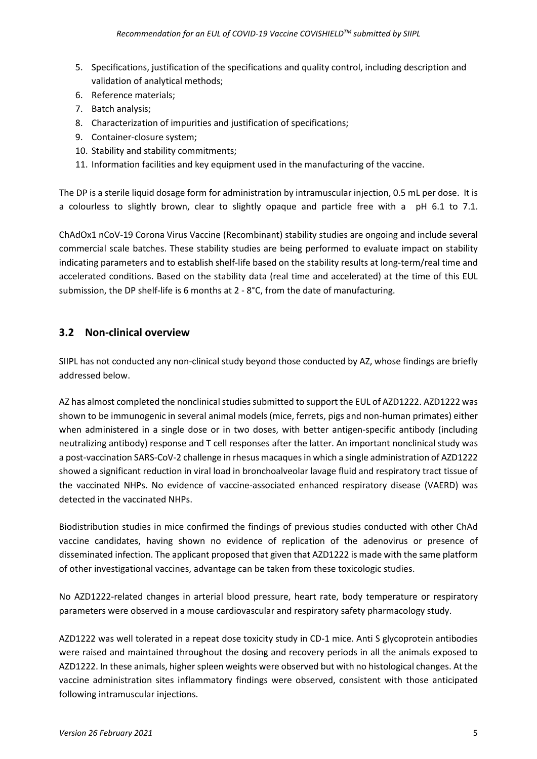5. Specifications, justification of the specifications and quality control, including description and validation of analytical methods;
6. Reference materials;
7. Batch analysis;
8. Characterization of impurities and justification of specifications;
9. Container-closure system;
10. Stability and stability commitments;
11. Information facilities and key equipment used in the manufacturing of the vaccine.

The DP is a sterile liquid dosage form for administration by intramuscular injection, 0.5 mL per dose. It is a colourless to slightly brown, clear to slightly opaque and particle free with a pH 6.1 to 7.1.

ChAdOx1 nCoV-19 Corona Virus Vaccine (Recombinant) stability studies are ongoing and include several commercial scale batches. These stability studies are being performed to evaluate impact on stability indicating parameters and to establish shelf-life based on the stability results at long-term/real time and accelerated conditions. Based on the stability data (real time and accelerated) at the time of this EUL submission, the DP shelf-life is 6 months at 2 - 8°C, from the date of manufacturing.

## 3.2 Non-clinical overview

SIIPL has not conducted any non-clinical study beyond those conducted by AZ, whose findings are briefly addressed below.

AZ has almost completed the nonclinical studies submitted to support the EUL of AZD1222. AZD1222 was shown to be immunogenic in several animal models (mice, ferrets, pigs and non-human primates) either when administered in a single dose or in two doses, with better antigen-specific antibody (including neutralizing antibody) response and T cell responses after the latter. An important nonclinical study was a post-vaccination SARS-CoV-2 challenge in rhesus macaques in which a single administration of AZD1222 showed a significant reduction in viral load in bronchoalveolar lavage fluid and respiratory tract tissue of the vaccinated NHPs. No evidence of vaccine-associated enhanced respiratory disease (VAERD) was detected in the vaccinated NHPs.

Biodistribution studies in mice confirmed the findings of previous studies conducted with other ChAd vaccine candidates, having shown no evidence of replication of the adenovirus or presence of disseminated infection. The applicant proposed that given that AZD1222 is made with the same platform of other investigational vaccines, advantage can be taken from these toxicologic studies.

No AZD1222-related changes in arterial blood pressure, heart rate, body temperature or respiratory parameters were observed in a mouse cardiovascular and respiratory safety pharmacology study.

AZD1222 was well tolerated in a repeat dose toxicity study in CD-1 mice. Anti S glycoprotein antibodies were raised and maintained throughout the dosing and recovery periods in all the animals exposed to AZD1222. In these animals, higher spleen weights were observed but with no histological changes. At the vaccine administration sites inflammatory findings were observed, consistent with those anticipated following intramuscular injections.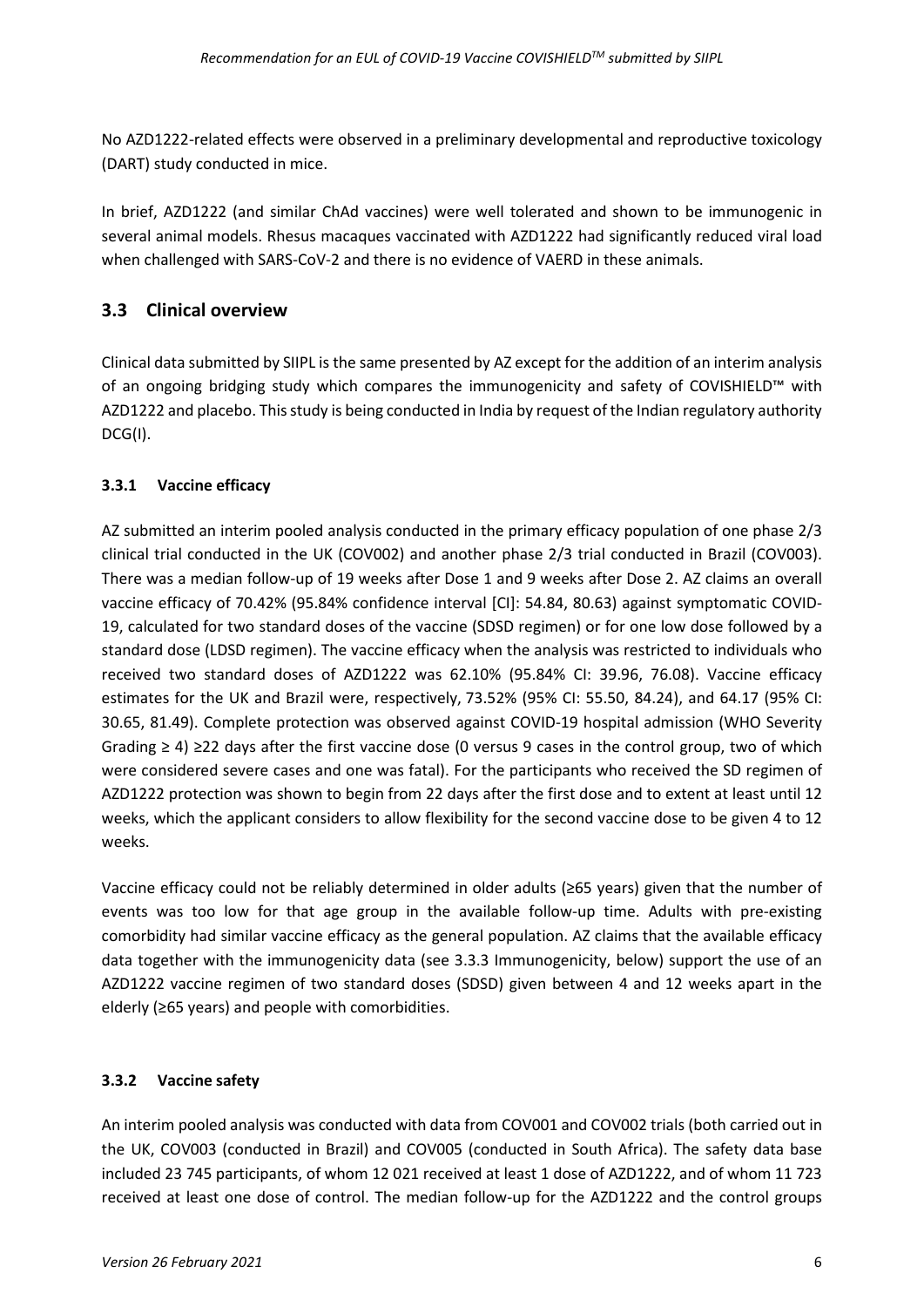No AZD1222-related effects were observed in a preliminary developmental and reproductive toxicology (DART) study conducted in mice.

In brief, AZD1222 (and similar ChAd vaccines) were well tolerated and shown to be immunogenic in several animal models. Rhesus macaques vaccinated with AZD1222 had significantly reduced viral load when challenged with SARS-CoV-2 and there is no evidence of VAERD in these animals.

## 3.3 Clinical overview

Clinical data submitted by SIIPL is the same presented by AZ except for the addition of an interim analysis of an ongoing bridging study which compares the immunogenicity and safety of COVISHIELD™ with AZD1222 and placebo. This study is being conducted in India by request of the Indian regulatory authority DCG(I).

### 3.3.1 Vaccine efficacy

AZ submitted an interim pooled analysis conducted in the primary efficacy population of one phase 2/3 clinical trial conducted in the UK (COV002) and another phase 2/3 trial conducted in Brazil (COV003). There was a median follow-up of 19 weeks after Dose 1 and 9 weeks after Dose 2. AZ claims an overall vaccine efficacy of 70.42% (95.84% confidence interval [CI]: 54.84, 80.63) against symptomatic COVID-19, calculated for two standard doses of the vaccine (SDSD regimen) or for one low dose followed by a standard dose (LDSD regimen). The vaccine efficacy when the analysis was restricted to individuals who received two standard doses of AZD1222 was 62.10% (95.84% CI: 39.96, 76.08). Vaccine efficacy estimates for the UK and Brazil were, respectively, 73.52% (95% CI: 55.50, 84.24), and 64.17 (95% CI: 30.65, 81.49). Complete protection was observed against COVID-19 hospital admission (WHO Severity Grading ≥ 4) ≥22 days after the first vaccine dose (0 versus 9 cases in the control group, two of which were considered severe cases and one was fatal). For the participants who received the SD regimen of AZD1222 protection was shown to begin from 22 days after the first dose and to extent at least until 12 weeks, which the applicant considers to allow flexibility for the second vaccine dose to be given 4 to 12 weeks.

Vaccine efficacy could not be reliably determined in older adults (≥65 years) given that the number of events was too low for that age group in the available follow-up time. Adults with pre-existing comorbidity had similar vaccine efficacy as the general population. AZ claims that the available efficacy data together with the immunogenicity data (see 3.3.3 Immunogenicity, below) support the use of an AZD1222 vaccine regimen of two standard doses (SDSD) given between 4 and 12 weeks apart in the elderly (≥65 years) and people with comorbidities.

### 3.3.2 Vaccine safety

An interim pooled analysis was conducted with data from COV001 and COV002 trials (both carried out in the UK, COV003 (conducted in Brazil) and COV005 (conducted in South Africa). The safety data base included 23 745 participants, of whom 12 021 received at least 1 dose of AZD1222, and of whom 11 723 received at least one dose of control. The median follow-up for the AZD1222 and the control groups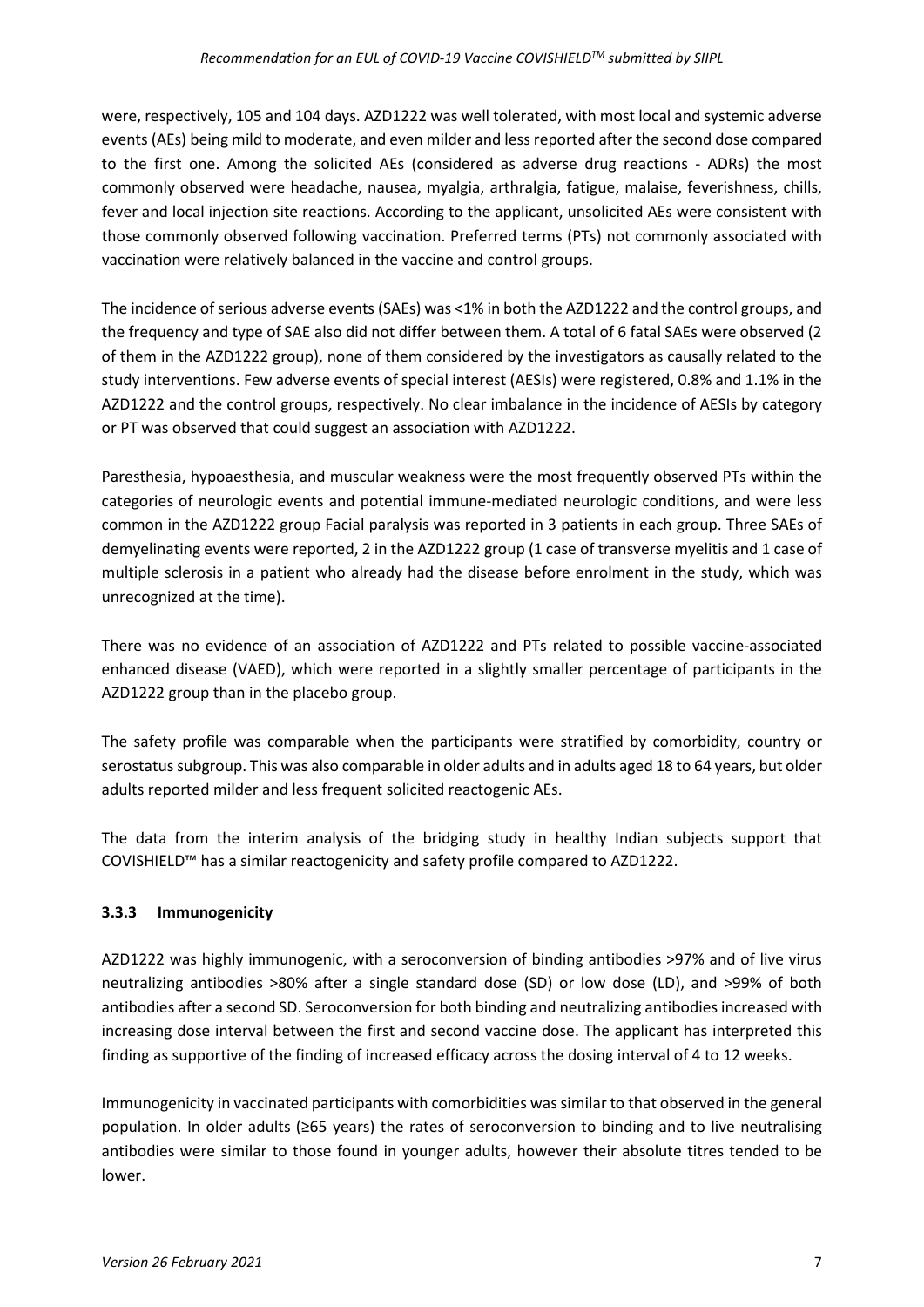were, respectively, 105 and 104 days. AZD1222 was well tolerated, with most local and systemic adverse events (AEs) being mild to moderate, and even milder and less reported after the second dose compared to the first one. Among the solicited AEs (considered as adverse drug reactions - ADRs) the most commonly observed were headache, nausea, myalgia, arthralgia, fatigue, malaise, feverishness, chills, fever and local injection site reactions. According to the applicant, unsolicited AEs were consistent with those commonly observed following vaccination. Preferred terms (PTs) not commonly associated with vaccination were relatively balanced in the vaccine and control groups.

The incidence of serious adverse events (SAEs) was <1% in both the AZD1222 and the control groups, and the frequency and type of SAE also did not differ between them. A total of 6 fatal SAEs were observed (2 of them in the AZD1222 group), none of them considered by the investigators as causally related to the study interventions. Few adverse events of special interest (AESIs) were registered, 0.8% and 1.1% in the AZD1222 and the control groups, respectively. No clear imbalance in the incidence of AESIs by category or PT was observed that could suggest an association with AZD1222.

Paresthesia, hypoaesthesia, and muscular weakness were the most frequently observed PTs within the categories of neurologic events and potential immune-mediated neurologic conditions, and were less common in the AZD1222 group Facial paralysis was reported in 3 patients in each group. Three SAEs of demyelinating events were reported, 2 in the AZD1222 group (1 case of transverse myelitis and 1 case of multiple sclerosis in a patient who already had the disease before enrolment in the study, which was unrecognized at the time).

There was no evidence of an association of AZD1222 and PTs related to possible vaccine-associated enhanced disease (VAED), which were reported in a slightly smaller percentage of participants in the AZD1222 group than in the placebo group.

The safety profile was comparable when the participants were stratified by comorbidity, country or serostatus subgroup. This was also comparable in older adults and in adults aged 18 to 64 years, but older adults reported milder and less frequent solicited reactogenic AEs.

The data from the interim analysis of the bridging study in healthy Indian subjects support that COVISHIELD™ has a similar reactogenicity and safety profile compared to AZD1222.

### 3.3.3 Immunogenicity

AZD1222 was highly immunogenic, with a seroconversion of binding antibodies >97% and of live virus neutralizing antibodies >80% after a single standard dose (SD) or low dose (LD), and >99% of both antibodies after a second SD. Seroconversion for both binding and neutralizing antibodies increased with increasing dose interval between the first and second vaccine dose. The applicant has interpreted this finding as supportive of the finding of increased efficacy across the dosing interval of 4 to 12 weeks.

Immunogenicity in vaccinated participants with comorbidities was similar to that observed in the general population. In older adults (≥65 years) the rates of seroconversion to binding and to live neutralising antibodies were similar to those found in younger adults, however their absolute titres tended to be lower.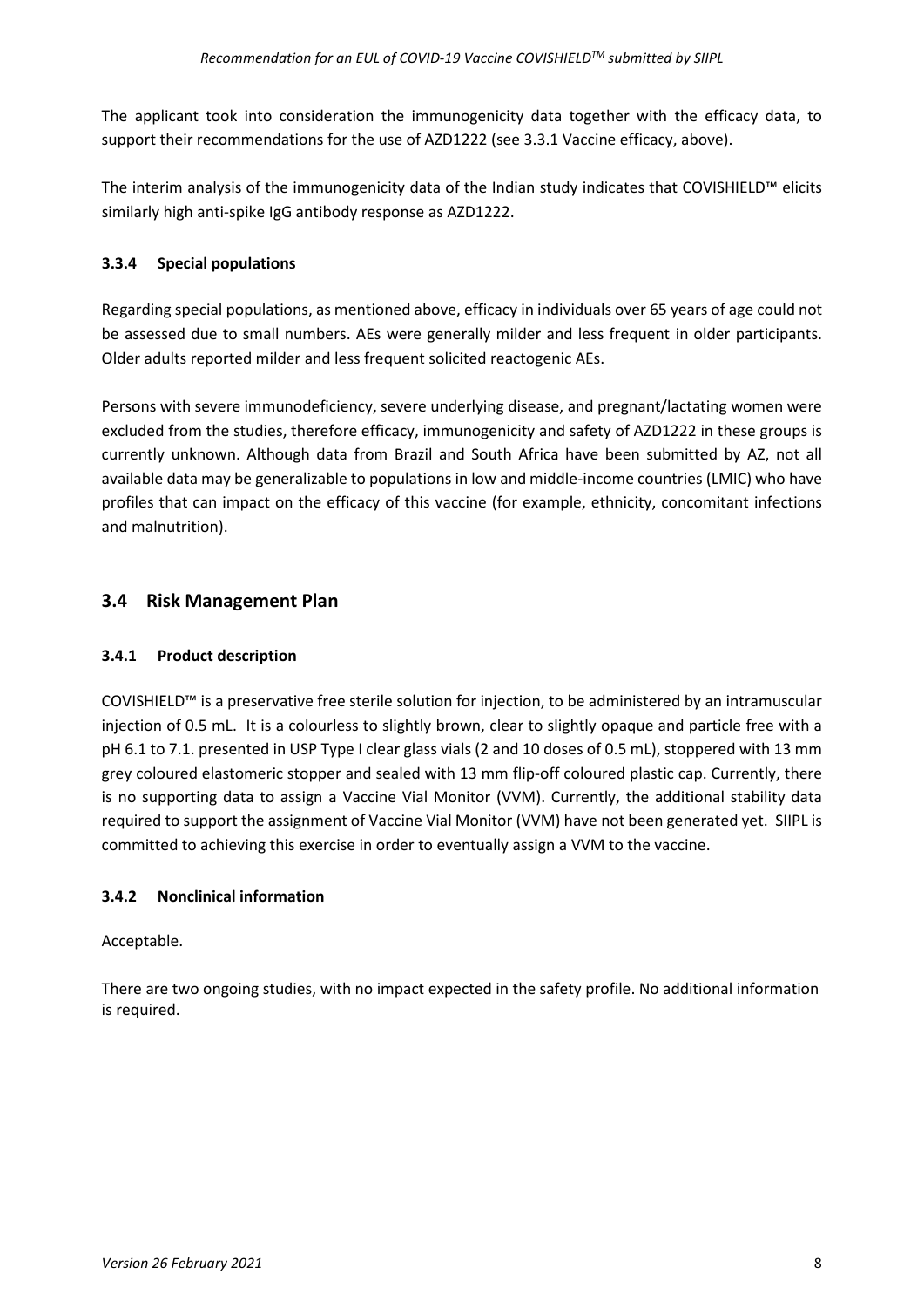The applicant took into consideration the immunogenicity data together with the efficacy data, to support their recommendations for the use of AZD1222 (see 3.3.1 Vaccine efficacy, above).

The interim analysis of the immunogenicity data of the Indian study indicates that COVISHIELD™ elicits similarly high anti-spike IgG antibody response as AZD1222.

### 3.3.4 Special populations

Regarding special populations, as mentioned above, efficacy in individuals over 65 years of age could not be assessed due to small numbers. AEs were generally milder and less frequent in older participants. Older adults reported milder and less frequent solicited reactogenic AEs.

Persons with severe immunodeficiency, severe underlying disease, and pregnant/lactating women were excluded from the studies, therefore efficacy, immunogenicity and safety of AZD1222 in these groups is currently unknown. Although data from Brazil and South Africa have been submitted by AZ, not all available data may be generalizable to populations in low and middle-income countries (LMIC) who have profiles that can impact on the efficacy of this vaccine (for example, ethnicity, concomitant infections and malnutrition).

## 3.4 Risk Management Plan

### 3.4.1 Product description

COVISHIELD™ is a preservative free sterile solution for injection, to be administered by an intramuscular injection of 0.5 mL. It is a colourless to slightly brown, clear to slightly opaque and particle free with a pH 6.1 to 7.1. presented in USP Type I clear glass vials (2 and 10 doses of 0.5 mL), stoppered with 13 mm grey coloured elastomeric stopper and sealed with 13 mm flip-off coloured plastic cap. Currently, there is no supporting data to assign a Vaccine Vial Monitor (VVM). Currently, the additional stability data required to support the assignment of Vaccine Vial Monitor (VVM) have not been generated yet. SIIPL is committed to achieving this exercise in order to eventually assign a VVM to the vaccine.

### 3.4.2 Nonclinical information

Acceptable.

There are two ongoing studies, with no impact expected in the safety profile. No additional information is required.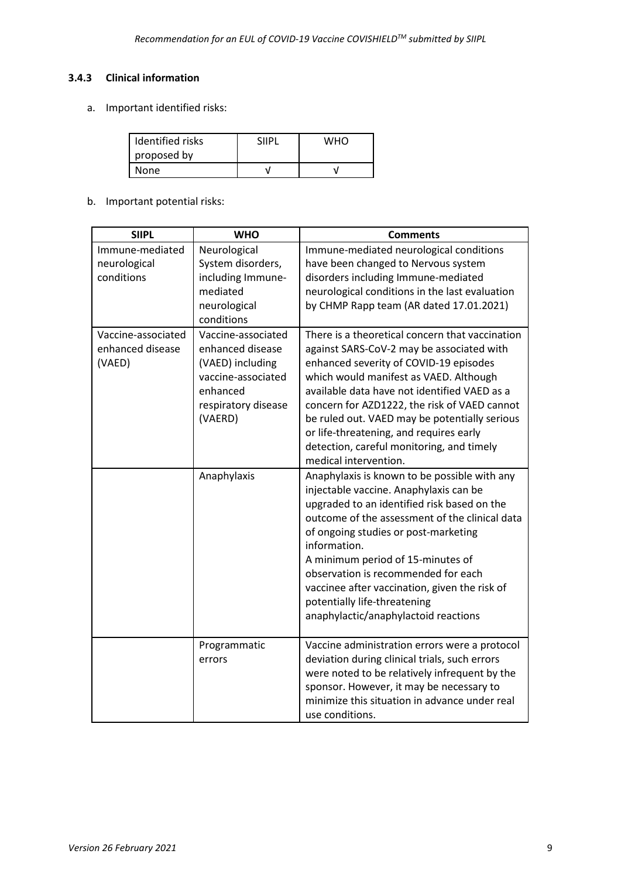### 3.4.3 Clinical information

a. Important identified risks:

| Identified risks proposed by | SIIPL | WHO |
|---|---|---|
| None | √ | √ |

b. Important potential risks:

| SIIPL | WHO | Comments |
|---|---|---|
| Immune-mediated neurological conditions | Neurological System disorders, including Immune-mediated neurological conditions | Immune-mediated neurological conditions have been changed to Nervous system disorders including Immune-mediated neurological conditions in the last evaluation by CHMP Rapp team (AR dated 17.01.2021) |
| Vaccine-associated enhanced disease (VAED) | Vaccine-associated enhanced disease (VAED) including vaccine-associated enhanced respiratory disease (VAERD) | There is a theoretical concern that vaccination against SARS-CoV-2 may be associated with enhanced severity of COVID-19 episodes which would manifest as VAED. Although available data have not identified VAED as a concern for AZD1222, the risk of VAED cannot be ruled out. VAED may be potentially serious or life-threatening, and requires early detection, careful monitoring, and timely medical intervention. |
| | Anaphylaxis | Anaphylaxis is known to be possible with any injectable vaccine. Anaphylaxis can be upgraded to an identified risk based on the outcome of the assessment of the clinical data of ongoing studies or post-marketing information.<br>A minimum period of 15-minutes of observation is recommended for each vaccinee after vaccination, given the risk of potentially life-threatening anaphylactic/anaphylactoid reactions |
| | Programmatic errors | Vaccine administration errors were a protocol deviation during clinical trials, such errors were noted to be relatively infrequent by the sponsor. However, it may be necessary to minimize this situation in advance under real use conditions. |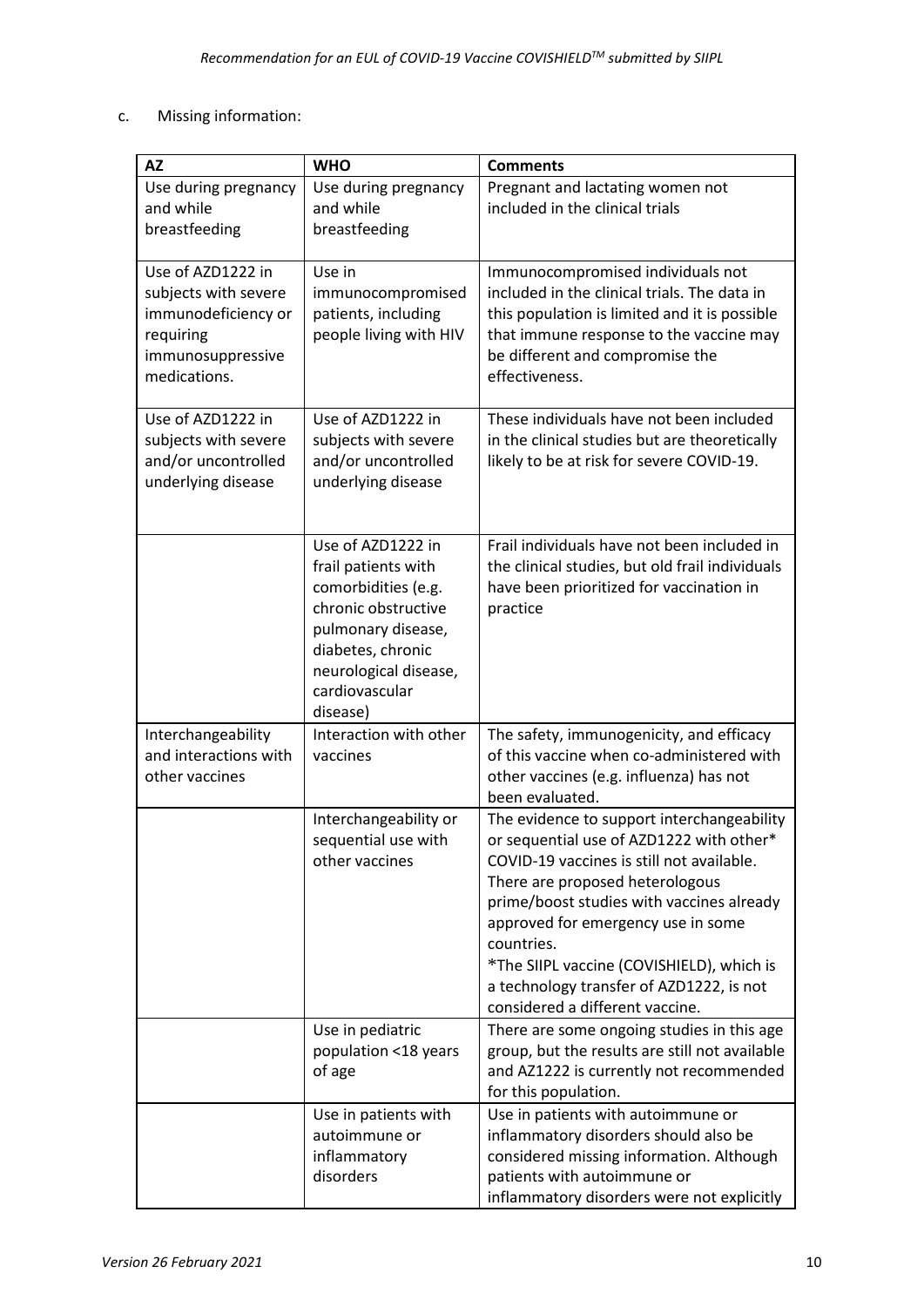c. Missing information:

| AZ | WHO | Comments |
|---|---|---|
| Use during pregnancy and while breastfeeding | Use during pregnancy and while breastfeeding | Pregnant and lactating women not included in the clinical trials |
| Use of AZD1222 in subjects with severe immunodeficiency or requiring immunosuppressive medications. | Use in immunocompromised patients, including people living with HIV | Immunocompromised individuals not included in the clinical trials. The data in this population is limited and it is possible that immune response to the vaccine may be different and compromise the effectiveness. |
| Use of AZD1222 in subjects with severe and/or uncontrolled underlying disease | Use of AZD1222 in subjects with severe and/or uncontrolled underlying disease | These individuals have not been included in the clinical studies but are theoretically likely to be at risk for severe COVID-19. |
| | Use of AZD1222 in frail patients with comorbidities (e.g. chronic obstructive pulmonary disease, diabetes, chronic neurological disease, cardiovascular disease) | Frail individuals have not been included in the clinical studies, but old frail individuals have been prioritized for vaccination in practice |
| Interchangeability and interactions with other vaccines | Interaction with other vaccines | The safety, immunogenicity, and efficacy of this vaccine when co-administered with other vaccines (e.g. influenza) has not been evaluated. |
| | Interchangeability or sequential use with other vaccines | The evidence to support interchangeability or sequential use of AZD1222 with other* COVID-19 vaccines is still not available. There are proposed heterologous prime/boost studies with vaccines already approved for emergency use in some countries. *The SIIPL vaccine (COVISHIELD), which is a technology transfer of AZD1222, is not considered a different vaccine. |
| | Use in pediatric population <18 years of age | There are some ongoing studies in this age group, but the results are still not available and AZ1222 is currently not recommended for this population. |
| | Use in patients with autoimmune or inflammatory disorders | Use in patients with autoimmune or inflammatory disorders should also be considered missing information. Although patients with autoimmune or inflammatory disorders were not explicitly |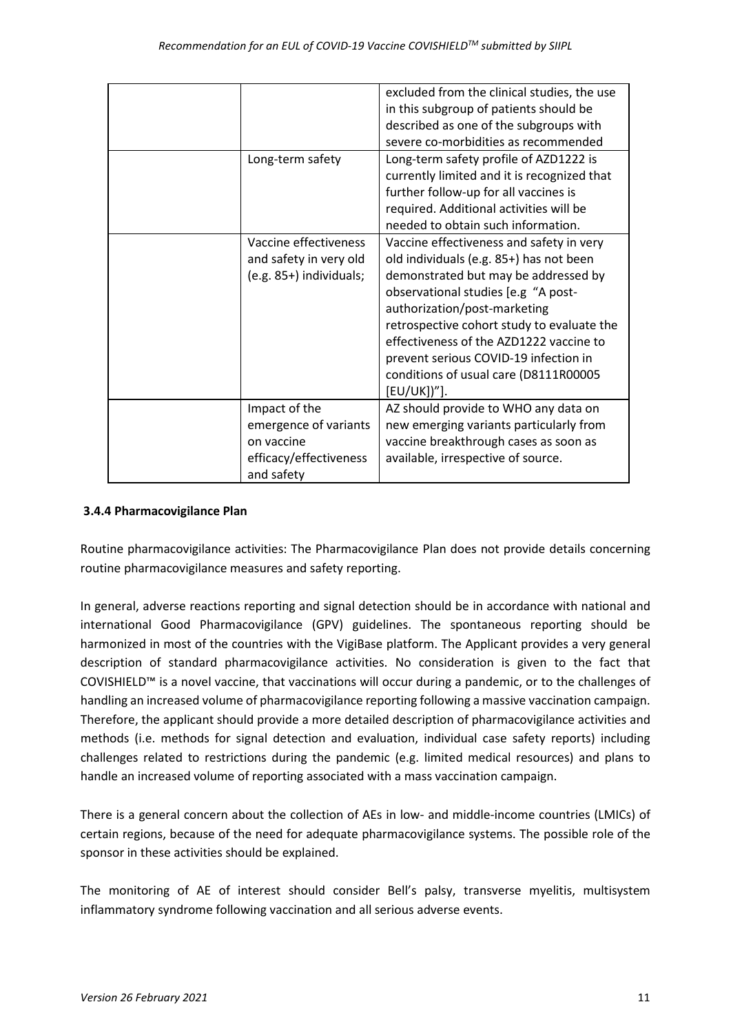| | | |
|---|---|---|
| | | excluded from the clinical studies, the use in this subgroup of patients should be described as one of the subgroups with severe co-morbidities as recommended |
| | Long-term safety | Long-term safety profile of AZD1222 is currently limited and it is recognized that further follow-up for all vaccines is required. Additional activities will be needed to obtain such information. |
| | Vaccine effectiveness and safety in very old (e.g. 85+) individuals; | Vaccine effectiveness and safety in very old individuals (e.g. 85+) has not been demonstrated but may be addressed by observational studies [e.g "A post-authorization/post-marketing retrospective cohort study to evaluate the effectiveness of the AZD1222 vaccine to prevent serious COVID-19 infection in conditions of usual care (D8111R00005 [EU/UK])"]. |
| | Impact of the emergence of variants on vaccine efficacy/effectiveness and safety | AZ should provide to WHO any data on new emerging variants particularly from vaccine breakthrough cases as soon as available, irrespective of source. |

### 3.4.4 Pharmacovigilance Plan

Routine pharmacovigilance activities: The Pharmacovigilance Plan does not provide details concerning routine pharmacovigilance measures and safety reporting.

In general, adverse reactions reporting and signal detection should be in accordance with national and international Good Pharmacovigilance (GPV) guidelines. The spontaneous reporting should be harmonized in most of the countries with the VigiBase platform. The Applicant provides a very general description of standard pharmacovigilance activities. No consideration is given to the fact that COVISHIELD™ is a novel vaccine, that vaccinations will occur during a pandemic, or to the challenges of handling an increased volume of pharmacovigilance reporting following a massive vaccination campaign. Therefore, the applicant should provide a more detailed description of pharmacovigilance activities and methods (i.e. methods for signal detection and evaluation, individual case safety reports) including challenges related to restrictions during the pandemic (e.g. limited medical resources) and plans to handle an increased volume of reporting associated with a mass vaccination campaign.

There is a general concern about the collection of AEs in low- and middle-income countries (LMICs) of certain regions, because of the need for adequate pharmacovigilance systems. The possible role of the sponsor in these activities should be explained.

The monitoring of AE of interest should consider Bell's palsy, transverse myelitis, multisystem inflammatory syndrome following vaccination and all serious adverse events.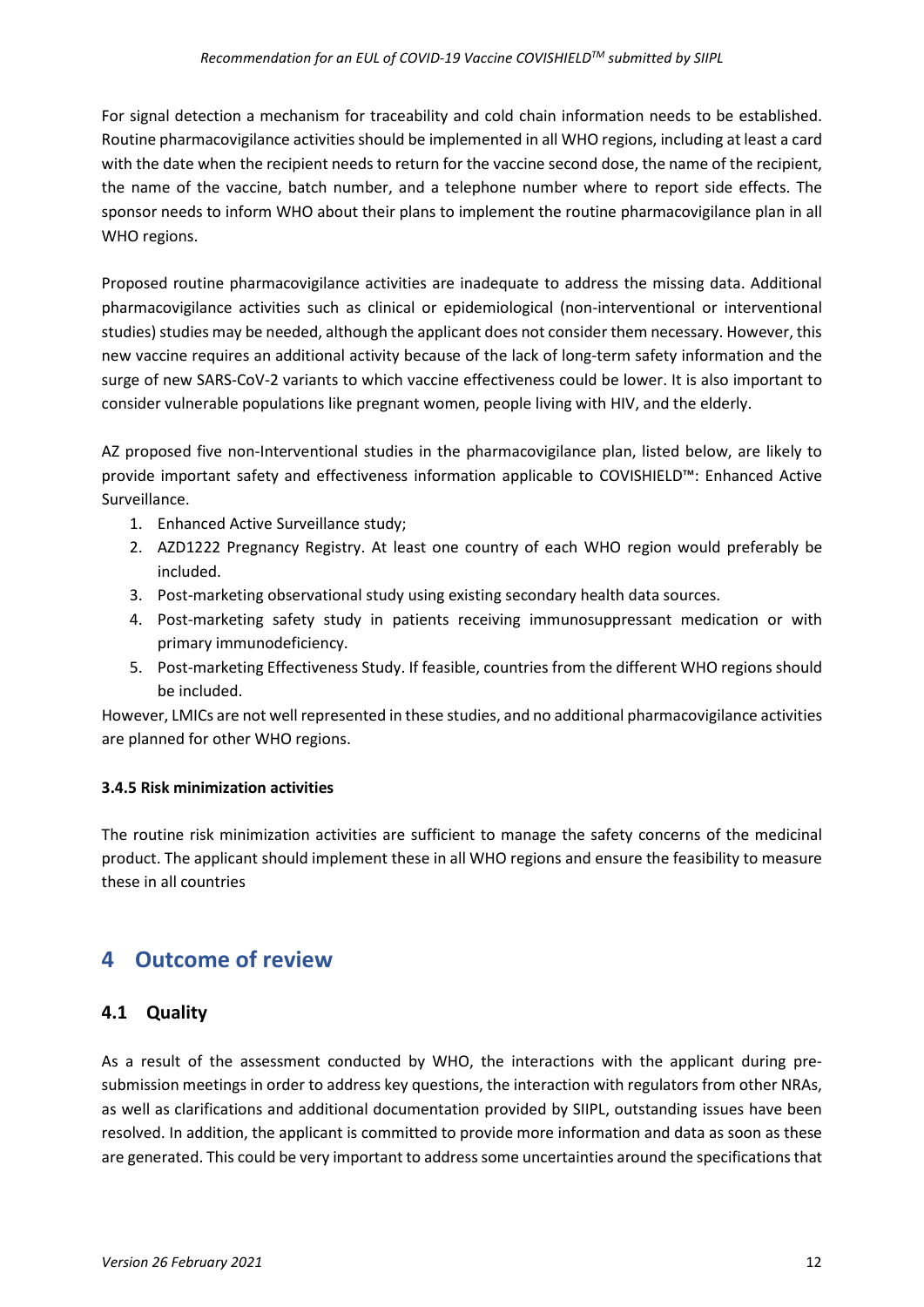For signal detection a mechanism for traceability and cold chain information needs to be established. Routine pharmacovigilance activities should be implemented in all WHO regions, including at least a card with the date when the recipient needs to return for the vaccine second dose, the name of the recipient, the name of the vaccine, batch number, and a telephone number where to report side effects. The sponsor needs to inform WHO about their plans to implement the routine pharmacovigilance plan in all WHO regions.

Proposed routine pharmacovigilance activities are inadequate to address the missing data. Additional pharmacovigilance activities such as clinical or epidemiological (non-interventional or interventional studies) studies may be needed, although the applicant does not consider them necessary. However, this new vaccine requires an additional activity because of the lack of long-term safety information and the surge of new SARS-CoV-2 variants to which vaccine effectiveness could be lower. It is also important to consider vulnerable populations like pregnant women, people living with HIV, and the elderly.

AZ proposed five non-Interventional studies in the pharmacovigilance plan, listed below, are likely to provide important safety and effectiveness information applicable to COVISHIELD™: Enhanced Active Surveillance.

1. Enhanced Active Surveillance study;
2. AZD1222 Pregnancy Registry. At least one country of each WHO region would preferably be included.
3. Post-marketing observational study using existing secondary health data sources.
4. Post-marketing safety study in patients receiving immunosuppressant medication or with primary immunodeficiency.
5. Post-marketing Effectiveness Study. If feasible, countries from the different WHO regions should be included.

However, LMICs are not well represented in these studies, and no additional pharmacovigilance activities are planned for other WHO regions.

**3.4.5 Risk minimization activities**

The routine risk minimization activities are sufficient to manage the safety concerns of the medicinal product. The applicant should implement these in all WHO regions and ensure the feasibility to measure these in all countries

# 4 Outcome of review

## 4.1 Quality

As a result of the assessment conducted by WHO, the interactions with the applicant during pre-submission meetings in order to address key questions, the interaction with regulators from other NRAs, as well as clarifications and additional documentation provided by SIIPL, outstanding issues have been resolved. In addition, the applicant is committed to provide more information and data as soon as these are generated. This could be very important to address some uncertainties around the specifications that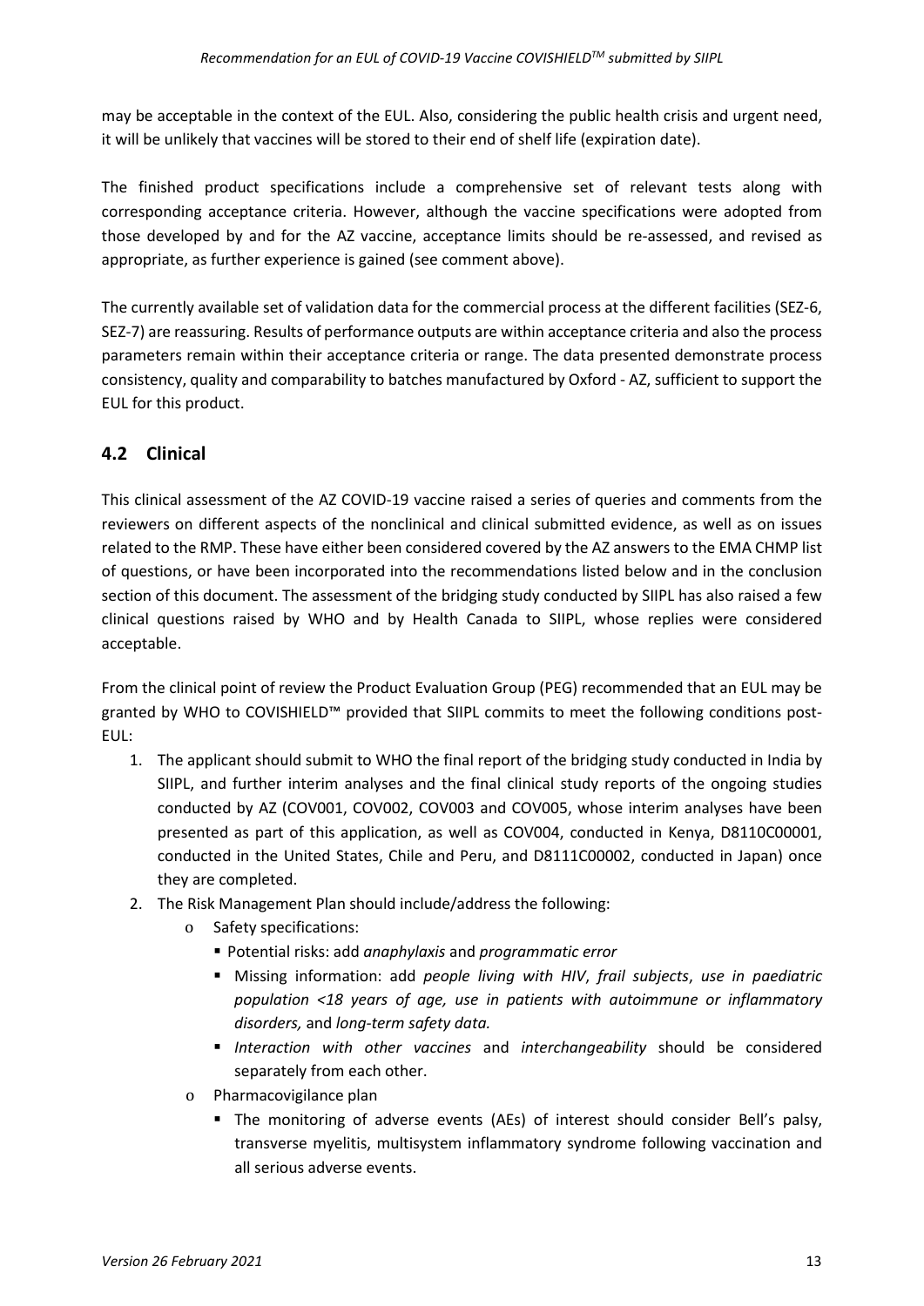may be acceptable in the context of the EUL. Also, considering the public health crisis and urgent need, it will be unlikely that vaccines will be stored to their end of shelf life (expiration date).

The finished product specifications include a comprehensive set of relevant tests along with corresponding acceptance criteria. However, although the vaccine specifications were adopted from those developed by and for the AZ vaccine, acceptance limits should be re-assessed, and revised as appropriate, as further experience is gained (see comment above).

The currently available set of validation data for the commercial process at the different facilities (SEZ-6, SEZ-7) are reassuring. Results of performance outputs are within acceptance criteria and also the process parameters remain within their acceptance criteria or range. The data presented demonstrate process consistency, quality and comparability to batches manufactured by Oxford - AZ, sufficient to support the EUL for this product.

## 4.2 Clinical

This clinical assessment of the AZ COVID-19 vaccine raised a series of queries and comments from the reviewers on different aspects of the nonclinical and clinical submitted evidence, as well as on issues related to the RMP. These have either been considered covered by the AZ answers to the EMA CHMP list of questions, or have been incorporated into the recommendations listed below and in the conclusion section of this document. The assessment of the bridging study conducted by SIIPL has also raised a few clinical questions raised by WHO and by Health Canada to SIIPL, whose replies were considered acceptable.

From the clinical point of review the Product Evaluation Group (PEG) recommended that an EUL may be granted by WHO to COVISHIELD™ provided that SIIPL commits to meet the following conditions post-EUL:

1. The applicant should submit to WHO the final report of the bridging study conducted in India by SIIPL, and further interim analyses and the final clinical study reports of the ongoing studies conducted by AZ (COV001, COV002, COV003 and COV005, whose interim analyses have been presented as part of this application, as well as COV004, conducted in Kenya, D8110C00001, conducted in the United States, Chile and Peru, and D8111C00002, conducted in Japan) once they are completed.
2. The Risk Management Plan should include/address the following:
    - Safety specifications:
        - Potential risks: add *anaphylaxis* and *programmatic error*
        - Missing information: add *people living with HIV*, *frail subjects*, *use in paediatric population <18 years of age, use in patients with autoimmune or inflammatory disorders,* and *long-term safety data.*
        - *Interaction with other vaccines* and *interchangeability* should be considered separately from each other.
    - Pharmacovigilance plan
        - The monitoring of adverse events (AEs) of interest should consider Bell's palsy, transverse myelitis, multisystem inflammatory syndrome following vaccination and all serious adverse events.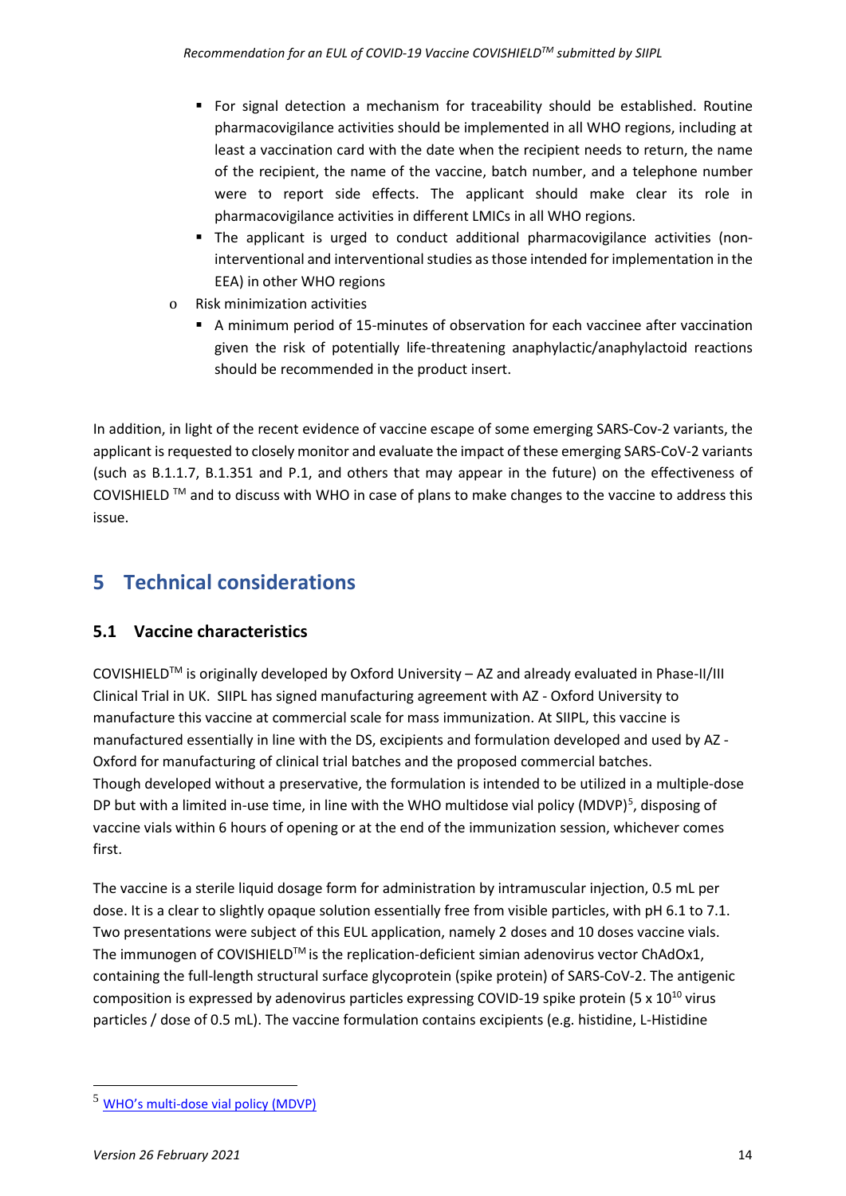- For signal detection a mechanism for traceability should be established. Routine pharmacovigilance activities should be implemented in all WHO regions, including at least a vaccination card with the date when the recipient needs to return, the name of the recipient, the name of the vaccine, batch number, and a telephone number were to report side effects. The applicant should make clear its role in pharmacovigilance activities in different LMICs in all WHO regions.
- The applicant is urged to conduct additional pharmacovigilance activities (non-interventional and interventional studies as those intended for implementation in the EEA) in other WHO regions

- Risk minimization activities
  - A minimum period of 15-minutes of observation for each vaccinee after vaccination given the risk of potentially life-threatening anaphylactic/anaphylactoid reactions should be recommended in the product insert.

In addition, in light of the recent evidence of vaccine escape of some emerging SARS-Cov-2 variants, the applicant is requested to closely monitor and evaluate the impact of these emerging SARS-CoV-2 variants (such as B.1.1.7, B.1.351 and P.1, and others that may appear in the future) on the effectiveness of COVISHIELD ™ and to discuss with WHO in case of plans to make changes to the vaccine to address this issue.

# 5 Technical considerations

## 5.1 Vaccine characteristics

COVISHIELD™ is originally developed by Oxford University – AZ and already evaluated in Phase-II/III Clinical Trial in UK. SIIPL has signed manufacturing agreement with AZ - Oxford University to manufacture this vaccine at commercial scale for mass immunization. At SIIPL, this vaccine is manufactured essentially in line with the DS, excipients and formulation developed and used by AZ - Oxford for manufacturing of clinical trial batches and the proposed commercial batches.
Though developed without a preservative, the formulation is intended to be utilized in a multiple-dose DP but with a limited in-use time, in line with the WHO multidose vial policy (MDVP)[5], disposing of vaccine vials within 6 hours of opening or at the end of the immunization session, whichever comes first.

The vaccine is a sterile liquid dosage form for administration by intramuscular injection, 0.5 mL per dose. It is a clear to slightly opaque solution essentially free from visible particles, with pH 6.1 to 7.1. Two presentations were subject of this EUL application, namely 2 doses and 10 doses vaccine vials. The immunogen of COVISHIELD™ is the replication-deficient simian adenovirus vector ChAdOx1, containing the full-length structural surface glycoprotein (spike protein) of SARS-CoV-2. The antigenic composition is expressed by adenovirus particles expressing COVID-19 spike protein ($5 \times 10^{10}$ virus particles / dose of 0.5 mL). The vaccine formulation contains excipients (e.g. histidine, L-Histidine

---

[5] WHO's multi-dose vial policy (MDVP)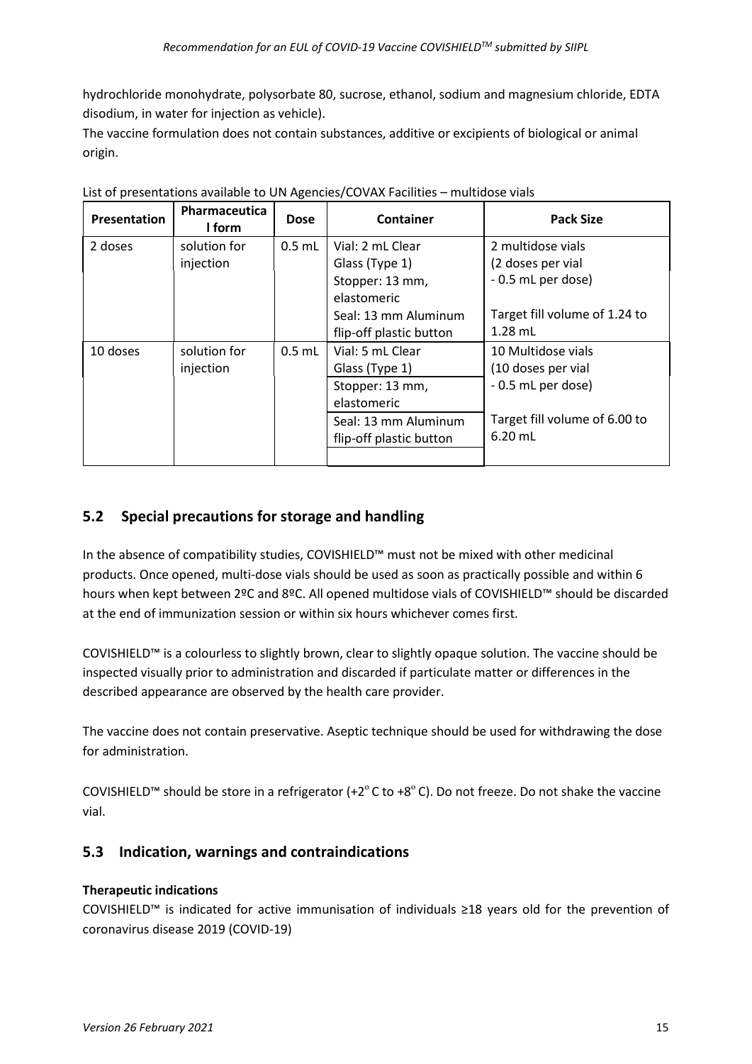hydrochloride monohydrate, polysorbate 80, sucrose, ethanol, sodium and magnesium chloride, EDTA disodium, in water for injection as vehicle).
The vaccine formulation does not contain substances, additive or excipients of biological or animal origin.

List of presentations available to UN Agencies/COVAX Facilities – multidose vials

| Presentation | Pharmaceutical form | Dose | Container | Pack Size |
|---|---|---|---|---|
| 2 doses | solution for injection | 0.5 mL | Vial: 2 mL Clear Glass (Type 1)<br>Stopper: 13 mm, elastomeric<br>Seal: 13 mm Aluminum flip-off plastic button | 2 multidose vials (2 doses per vial - 0.5 mL per dose)<br><br>Target fill volume of 1.24 to 1.28 mL |
| 10 doses | solution for injection | 0.5 mL | Vial: 5 mL Clear Glass (Type 1)<br>Stopper: 13 mm, elastomeric<br>Seal: 13 mm Aluminum flip-off plastic button | 10 Multidose vials (10 doses per vial - 0.5 mL per dose)<br><br>Target fill volume of 6.00 to 6.20 mL |

## 5.2 Special precautions for storage and handling

In the absence of compatibility studies, COVISHIELD™ must not be mixed with other medicinal products. Once opened, multi-dose vials should be used as soon as practically possible and within 6 hours when kept between 2ºC and 8ºC. All opened multidose vials of COVISHIELD™ should be discarded at the end of immunization session or within six hours whichever comes first.

COVISHIELD™ is a colourless to slightly brown, clear to slightly opaque solution. The vaccine should be inspected visually prior to administration and discarded if particulate matter or differences in the described appearance are observed by the health care provider.

The vaccine does not contain preservative. Aseptic technique should be used for withdrawing the dose for administration.

COVISHIELD™ should be store in a refrigerator (+2° C to +8° C). Do not freeze. Do not shake the vaccine vial.

## 5.3 Indication, warnings and contraindications

**Therapeutic indications**

COVISHIELD™ is indicated for active immunisation of individuals ≥18 years old for the prevention of coronavirus disease 2019 (COVID-19)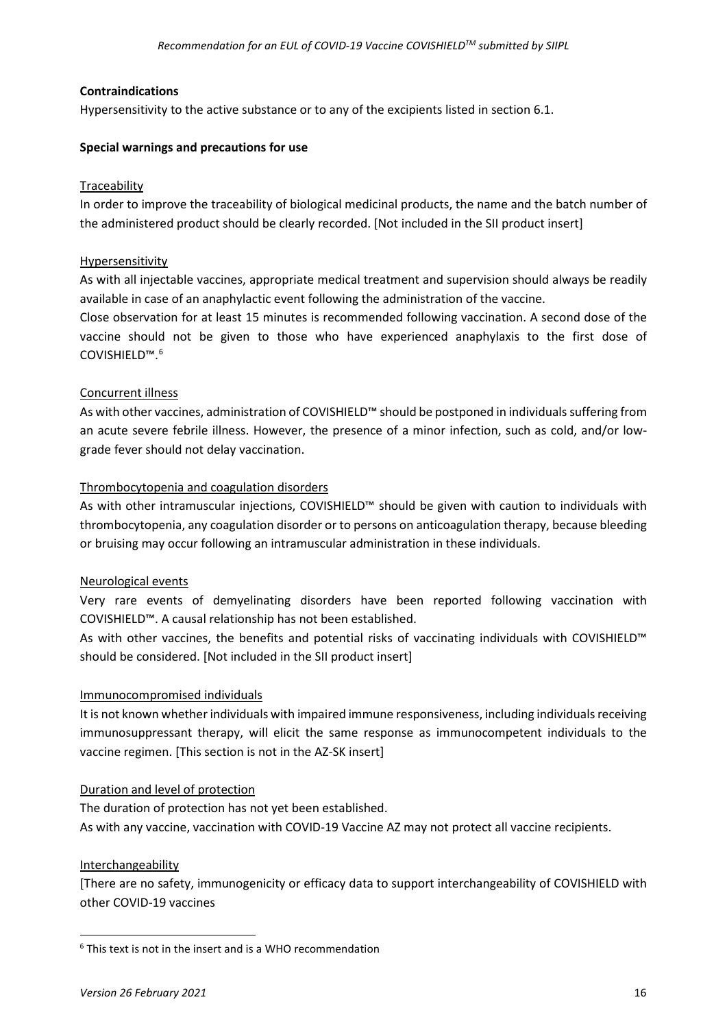**Contraindications**

Hypersensitivity to the active substance or to any of the excipients listed in section 6.1.

**Special warnings and precautions for use**

Traceability

In order to improve the traceability of biological medicinal products, the name and the batch number of the administered product should be clearly recorded. [Not included in the SII product insert]

Hypersensitivity

As with all injectable vaccines, appropriate medical treatment and supervision should always be readily available in case of an anaphylactic event following the administration of the vaccine.

Close observation for at least 15 minutes is recommended following vaccination. A second dose of the vaccine should not be given to those who have experienced anaphylaxis to the first dose of COVISHIELD™.[6]

Concurrent illness

As with other vaccines, administration of COVISHIELD™ should be postponed in individuals suffering from an acute severe febrile illness. However, the presence of a minor infection, such as cold, and/or low-grade fever should not delay vaccination.

Thrombocytopenia and coagulation disorders

As with other intramuscular injections, COVISHIELD™ should be given with caution to individuals with thrombocytopenia, any coagulation disorder or to persons on anticoagulation therapy, because bleeding or bruising may occur following an intramuscular administration in these individuals.

Neurological events

Very rare events of demyelinating disorders have been reported following vaccination with COVISHIELD™. A causal relationship has not been established.

As with other vaccines, the benefits and potential risks of vaccinating individuals with COVISHIELD™ should be considered. [Not included in the SII product insert]

Immunocompromised individuals

It is not known whether individuals with impaired immune responsiveness, including individuals receiving immunosuppressant therapy, will elicit the same response as immunocompetent individuals to the vaccine regimen. [This section is not in the AZ-SK insert]

Duration and level of protection

The duration of protection has not yet been established.

As with any vaccine, vaccination with COVID-19 Vaccine AZ may not protect all vaccine recipients.

Interchangeability

[There are no safety, immunogenicity or efficacy data to support interchangeability of COVISHIELD with other COVID-19 vaccines

---

[6] This text is not in the insert and is a WHO recommendation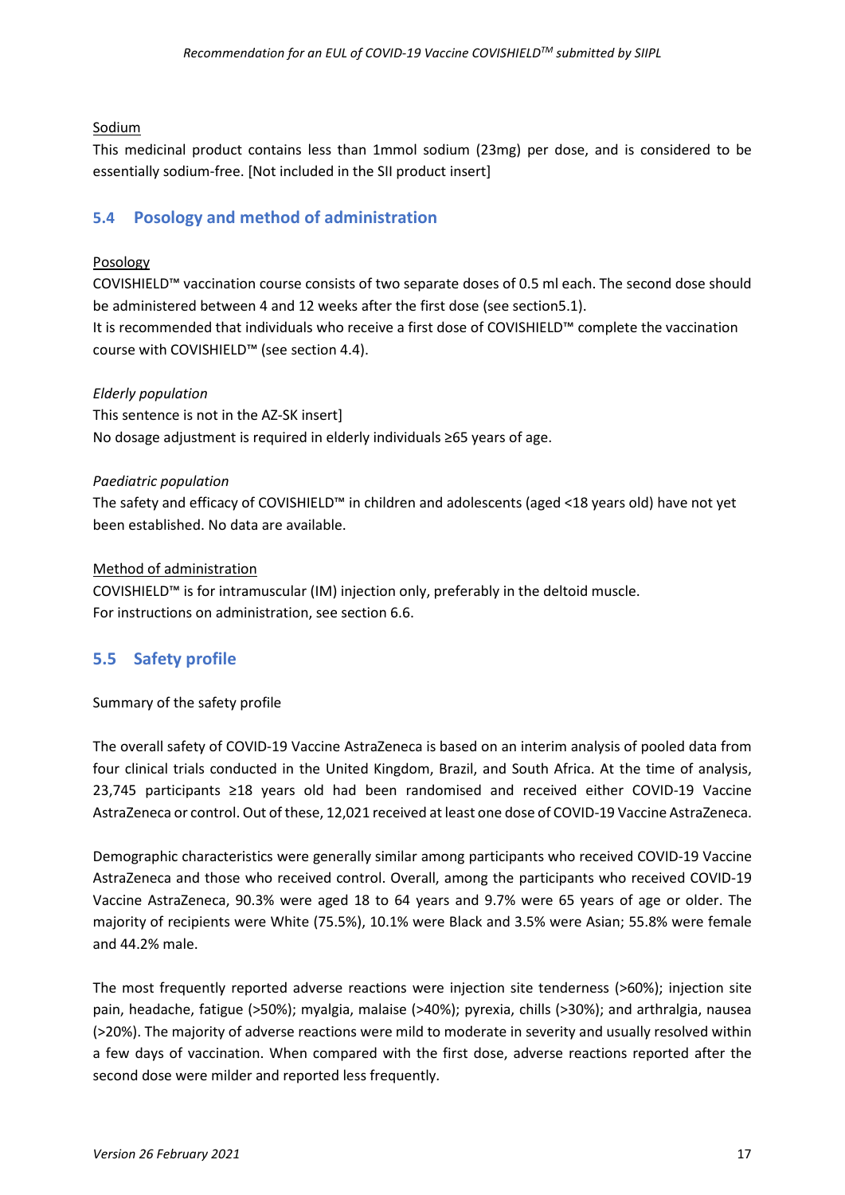Sodium

This medicinal product contains less than 1mmol sodium (23mg) per dose, and is considered to be essentially sodium-free. [Not included in the SII product insert]

## 5.4 Posology and method of administration

Posology

COVISHIELD™ vaccination course consists of two separate doses of 0.5 ml each. The second dose should be administered between 4 and 12 weeks after the first dose (see section5.1).
It is recommended that individuals who receive a first dose of COVISHIELD™ complete the vaccination course with COVISHIELD™ (see section 4.4).

*Elderly population*

This sentence is not in the AZ-SK insert]
No dosage adjustment is required in elderly individuals ≥65 years of age.

*Paediatric population*

The safety and efficacy of COVISHIELD™ in children and adolescents (aged <18 years old) have not yet been established. No data are available.

Method of administration

COVISHIELD™ is for intramuscular (IM) injection only, preferably in the deltoid muscle.
For instructions on administration, see section 6.6.

## 5.5 Safety profile

Summary of the safety profile

The overall safety of COVID-19 Vaccine AstraZeneca is based on an interim analysis of pooled data from four clinical trials conducted in the United Kingdom, Brazil, and South Africa. At the time of analysis, 23,745 participants ≥18 years old had been randomised and received either COVID-19 Vaccine AstraZeneca or control. Out of these, 12,021 received at least one dose of COVID-19 Vaccine AstraZeneca.

Demographic characteristics were generally similar among participants who received COVID-19 Vaccine AstraZeneca and those who received control. Overall, among the participants who received COVID-19 Vaccine AstraZeneca, 90.3% were aged 18 to 64 years and 9.7% were 65 years of age or older. The majority of recipients were White (75.5%), 10.1% were Black and 3.5% were Asian; 55.8% were female and 44.2% male.

The most frequently reported adverse reactions were injection site tenderness (>60%); injection site pain, headache, fatigue (>50%); myalgia, malaise (>40%); pyrexia, chills (>30%); and arthralgia, nausea (>20%). The majority of adverse reactions were mild to moderate in severity and usually resolved within a few days of vaccination. When compared with the first dose, adverse reactions reported after the second dose were milder and reported less frequently.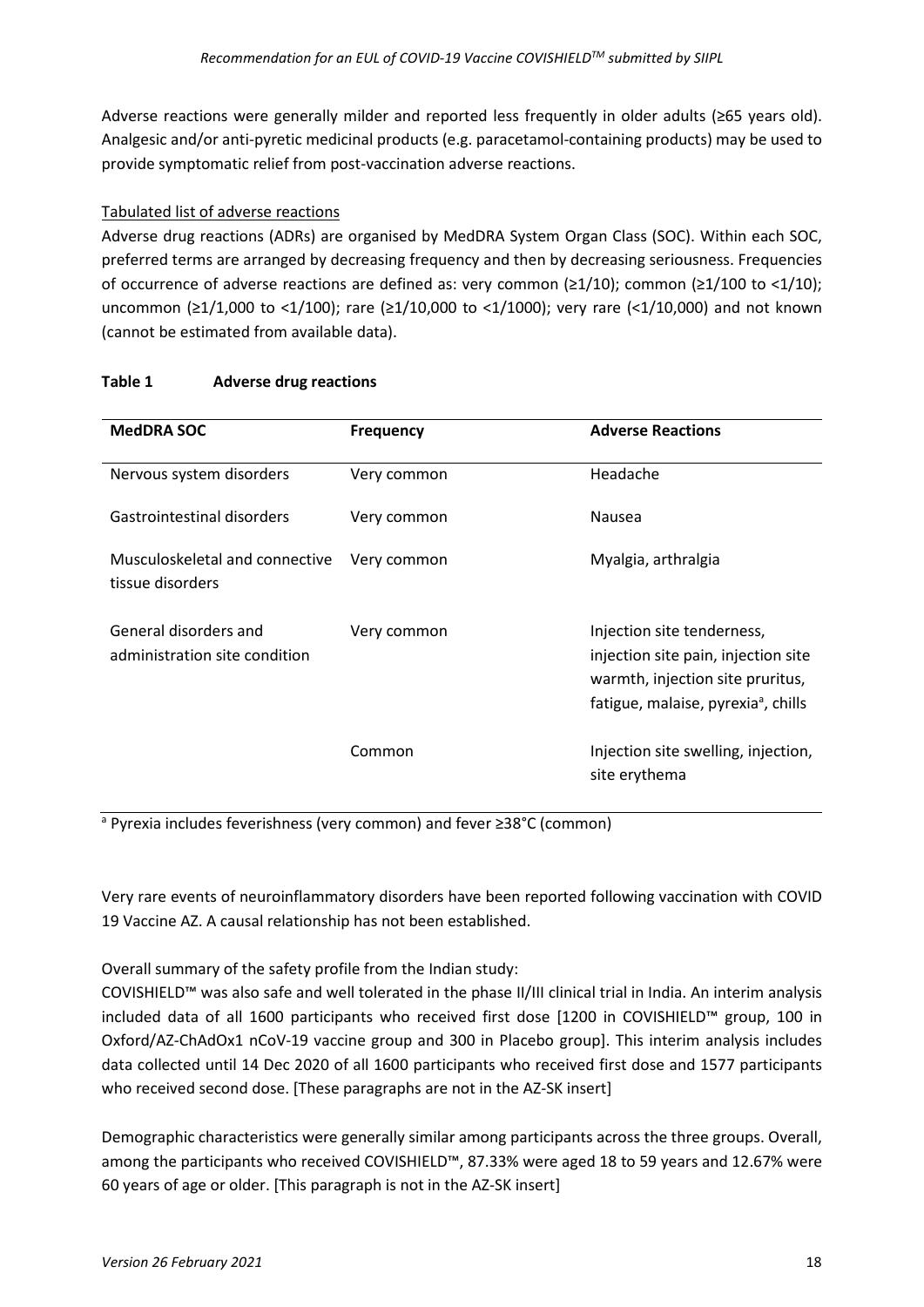Adverse reactions were generally milder and reported less frequently in older adults (≥65 years old). Analgesic and/or anti-pyretic medicinal products (e.g. paracetamol-containing products) may be used to provide symptomatic relief from post-vaccination adverse reactions.

Tabulated list of adverse reactions

Adverse drug reactions (ADRs) are organised by MedDRA System Organ Class (SOC). Within each SOC, preferred terms are arranged by decreasing frequency and then by decreasing seriousness. Frequencies of occurrence of adverse reactions are defined as: very common (≥1/10); common (≥1/100 to <1/10); uncommon (≥1/1,000 to <1/100); rare (≥1/10,000 to <1/1000); very rare (<1/10,000) and not known (cannot be estimated from available data).

**Table 1 Adverse drug reactions**

| MedDRA SOC | Frequency | Adverse Reactions |
|---|---|---|
| Nervous system disorders | Very common | Headache |
| Gastrointestinal disorders | Very common | Nausea |
| Musculoskeletal and connective tissue disorders | Very common | Myalgia, arthralgia |
| General disorders and administration site condition | Very common | Injection site tenderness, injection site pain, injection site warmth, injection site pruritus, fatigue, malaise, pyrexia[a], chills |
| | Common | Injection site swelling, injection, site erythema |

[a] Pyrexia includes feverishness (very common) and fever ≥38°C (common)

Very rare events of neuroinflammatory disorders have been reported following vaccination with COVID 19 Vaccine AZ. A causal relationship has not been established.

Overall summary of the safety profile from the Indian study:

COVISHIELD™ was also safe and well tolerated in the phase II/III clinical trial in India. An interim analysis included data of all 1600 participants who received first dose [1200 in COVISHIELD™ group, 100 in Oxford/AZ-ChAdOx1 nCoV-19 vaccine group and 300 in Placebo group]. This interim analysis includes data collected until 14 Dec 2020 of all 1600 participants who received first dose and 1577 participants who received second dose. [These paragraphs are not in the AZ-SK insert]

Demographic characteristics were generally similar among participants across the three groups. Overall, among the participants who received COVISHIELD™, 87.33% were aged 18 to 59 years and 12.67% were 60 years of age or older. [This paragraph is not in the AZ-SK insert]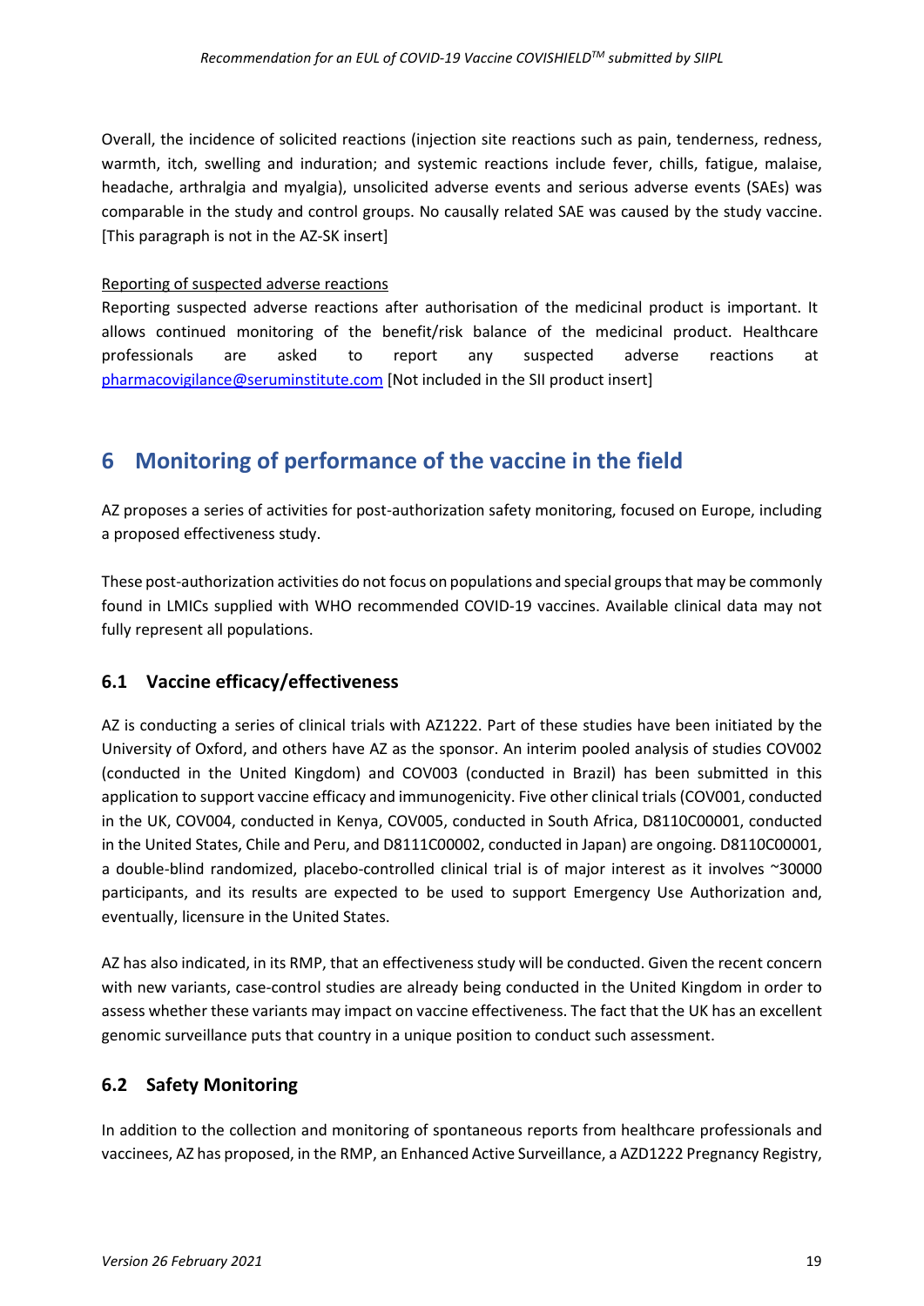Overall, the incidence of solicited reactions (injection site reactions such as pain, tenderness, redness, warmth, itch, swelling and induration; and systemic reactions include fever, chills, fatigue, malaise, headache, arthralgia and myalgia), unsolicited adverse events and serious adverse events (SAEs) was comparable in the study and control groups. No causally related SAE was caused by the study vaccine. [This paragraph is not in the AZ-SK insert]

Reporting of suspected adverse reactions

Reporting suspected adverse reactions after authorisation of the medicinal product is important. It allows continued monitoring of the benefit/risk balance of the medicinal product. Healthcare professionals are asked to report any suspected adverse reactions at pharmacovigilance@seruminstitute.com [Not included in the SII product insert]

# 6 Monitoring of performance of the vaccine in the field

AZ proposes a series of activities for post-authorization safety monitoring, focused on Europe, including a proposed effectiveness study.

These post-authorization activities do not focus on populations and special groups that may be commonly found in LMICs supplied with WHO recommended COVID-19 vaccines. Available clinical data may not fully represent all populations.

## 6.1 Vaccine efficacy/effectiveness

AZ is conducting a series of clinical trials with AZ1222. Part of these studies have been initiated by the University of Oxford, and others have AZ as the sponsor. An interim pooled analysis of studies COV002 (conducted in the United Kingdom) and COV003 (conducted in Brazil) has been submitted in this application to support vaccine efficacy and immunogenicity. Five other clinical trials (COV001, conducted in the UK, COV004, conducted in Kenya, COV005, conducted in South Africa, D8110C00001, conducted in the United States, Chile and Peru, and D8111C00002, conducted in Japan) are ongoing. D8110C00001, a double-blind randomized, placebo-controlled clinical trial is of major interest as it involves ~30000 participants, and its results are expected to be used to support Emergency Use Authorization and, eventually, licensure in the United States.

AZ has also indicated, in its RMP, that an effectiveness study will be conducted. Given the recent concern with new variants, case-control studies are already being conducted in the United Kingdom in order to assess whether these variants may impact on vaccine effectiveness. The fact that the UK has an excellent genomic surveillance puts that country in a unique position to conduct such assessment.

## 6.2 Safety Monitoring

In addition to the collection and monitoring of spontaneous reports from healthcare professionals and vaccinees, AZ has proposed, in the RMP, an Enhanced Active Surveillance, a AZD1222 Pregnancy Registry,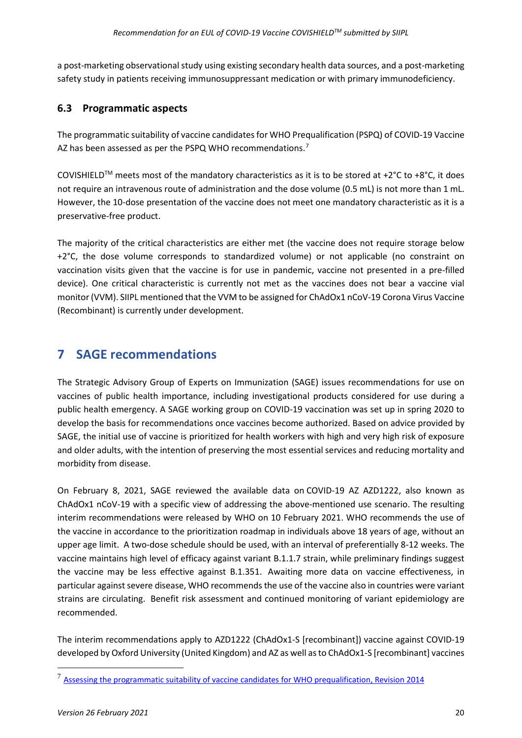a post-marketing observational study using existing secondary health data sources, and a post-marketing safety study in patients receiving immunosuppressant medication or with primary immunodeficiency.

### 6.3 Programmatic aspects

The programmatic suitability of vaccine candidates for WHO Prequalification (PSPQ) of COVID-19 Vaccine AZ has been assessed as per the PSPQ WHO recommendations.[7]

COVISHIELD™ meets most of the mandatory characteristics as it is to be stored at +2°C to +8°C, it does not require an intravenous route of administration and the dose volume (0.5 mL) is not more than 1 mL. However, the 10-dose presentation of the vaccine does not meet one mandatory characteristic as it is a preservative-free product.

The majority of the critical characteristics are either met (the vaccine does not require storage below +2°C, the dose volume corresponds to standardized volume) or not applicable (no constraint on vaccination visits given that the vaccine is for use in pandemic, vaccine not presented in a pre-filled device). One critical characteristic is currently not met as the vaccines does not bear a vaccine vial monitor (VVM). SIIPL mentioned that the VVM to be assigned for ChAdOx1 nCoV-19 Corona Virus Vaccine (Recombinant) is currently under development.

## 7 SAGE recommendations

The Strategic Advisory Group of Experts on Immunization (SAGE) issues recommendations for use on vaccines of public health importance, including investigational products considered for use during a public health emergency. A SAGE working group on COVID-19 vaccination was set up in spring 2020 to develop the basis for recommendations once vaccines become authorized. Based on advice provided by SAGE, the initial use of vaccine is prioritized for health workers with high and very high risk of exposure and older adults, with the intention of preserving the most essential services and reducing mortality and morbidity from disease.

On February 8, 2021, SAGE reviewed the available data on COVID-19 AZ AZD1222, also known as ChAdOx1 nCoV-19 with a specific view of addressing the above-mentioned use scenario. The resulting interim recommendations were released by WHO on 10 February 2021. WHO recommends the use of the vaccine in accordance to the prioritization roadmap in individuals above 18 years of age, without an upper age limit. A two-dose schedule should be used, with an interval of preferentially 8-12 weeks. The vaccine maintains high level of efficacy against variant B.1.1.7 strain, while preliminary findings suggest the vaccine may be less effective against B.1.351. Awaiting more data on vaccine effectiveness, in particular against severe disease, WHO recommends the use of the vaccine also in countries were variant strains are circulating. Benefit risk assessment and continued monitoring of variant epidemiology are recommended.

The interim recommendations apply to AZD1222 (ChAdOx1-S [recombinant]) vaccine against COVID-19 developed by Oxford University (United Kingdom) and AZ as well as to ChAdOx1-S [recombinant] vaccines

[7] Assessing the programmatic suitability of vaccine candidates for WHO prequalification, Revision 2014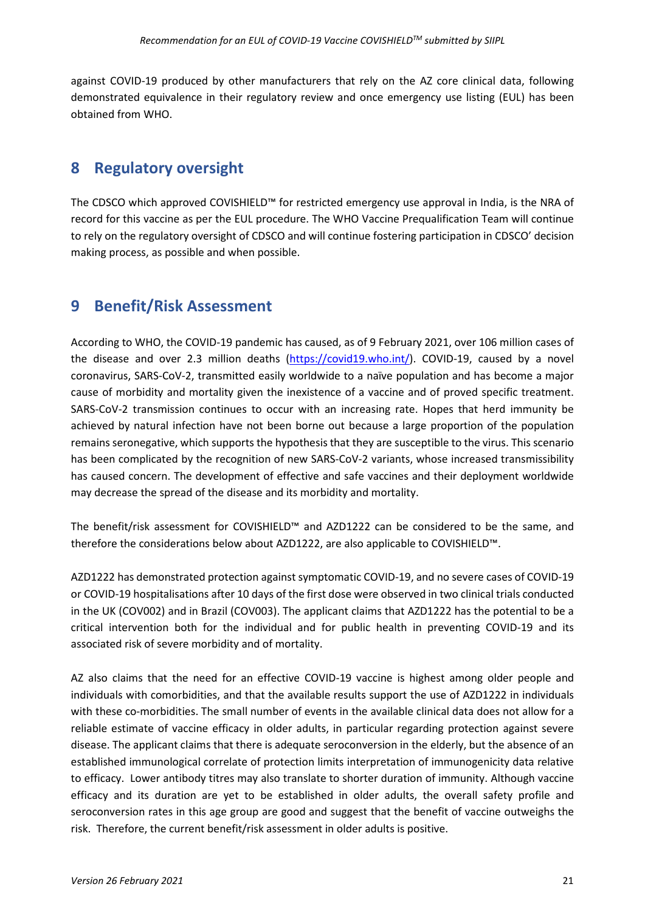against COVID-19 produced by other manufacturers that rely on the AZ core clinical data, following demonstrated equivalence in their regulatory review and once emergency use listing (EUL) has been obtained from WHO.

## 8 Regulatory oversight

The CDSCO which approved COVISHIELD™ for restricted emergency use approval in India, is the NRA of record for this vaccine as per the EUL procedure. The WHO Vaccine Prequalification Team will continue to rely on the regulatory oversight of CDSCO and will continue fostering participation in CDSCO' decision making process, as possible and when possible.

## 9 Benefit/Risk Assessment

According to WHO, the COVID-19 pandemic has caused, as of 9 February 2021, over 106 million cases of the disease and over 2.3 million deaths (https://covid19.who.int/). COVID-19, caused by a novel coronavirus, SARS-CoV-2, transmitted easily worldwide to a naïve population and has become a major cause of morbidity and mortality given the inexistence of a vaccine and of proved specific treatment. SARS-CoV-2 transmission continues to occur with an increasing rate. Hopes that herd immunity be achieved by natural infection have not been borne out because a large proportion of the population remains seronegative, which supports the hypothesis that they are susceptible to the virus. This scenario has been complicated by the recognition of new SARS-CoV-2 variants, whose increased transmissibility has caused concern. The development of effective and safe vaccines and their deployment worldwide may decrease the spread of the disease and its morbidity and mortality.

The benefit/risk assessment for COVISHIELD™ and AZD1222 can be considered to be the same, and therefore the considerations below about AZD1222, are also applicable to COVISHIELD™.

AZD1222 has demonstrated protection against symptomatic COVID-19, and no severe cases of COVID-19 or COVID-19 hospitalisations after 10 days of the first dose were observed in two clinical trials conducted in the UK (COV002) and in Brazil (COV003). The applicant claims that AZD1222 has the potential to be a critical intervention both for the individual and for public health in preventing COVID-19 and its associated risk of severe morbidity and of mortality.

AZ also claims that the need for an effective COVID-19 vaccine is highest among older people and individuals with comorbidities, and that the available results support the use of AZD1222 in individuals with these co-morbidities. The small number of events in the available clinical data does not allow for a reliable estimate of vaccine efficacy in older adults, in particular regarding protection against severe disease. The applicant claims that there is adequate seroconversion in the elderly, but the absence of an established immunological correlate of protection limits interpretation of immunogenicity data relative to efficacy. Lower antibody titres may also translate to shorter duration of immunity. Although vaccine efficacy and its duration are yet to be established in older adults, the overall safety profile and seroconversion rates in this age group are good and suggest that the benefit of vaccine outweighs the risk. Therefore, the current benefit/risk assessment in older adults is positive.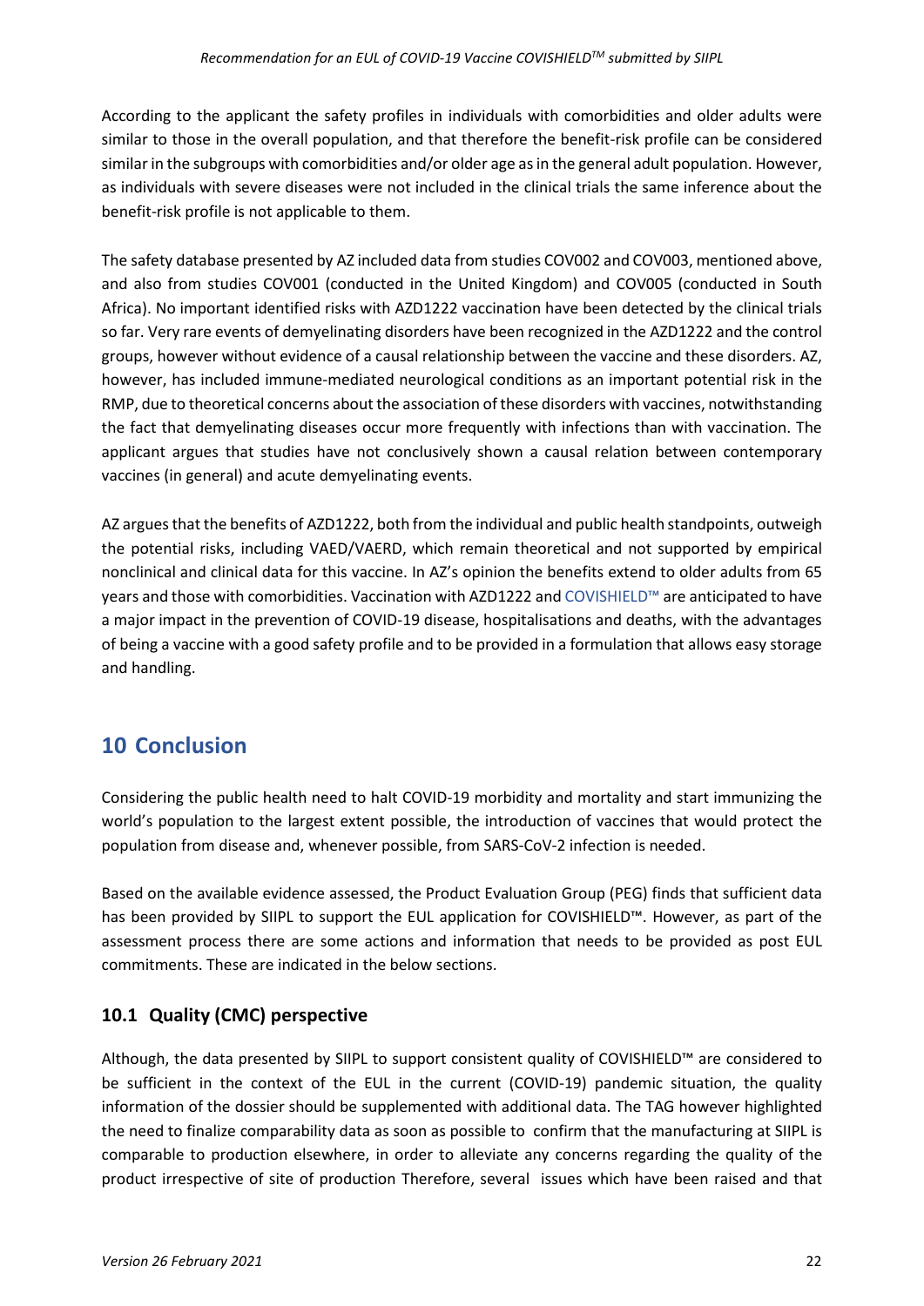According to the applicant the safety profiles in individuals with comorbidities and older adults were similar to those in the overall population, and that therefore the benefit-risk profile can be considered similar in the subgroups with comorbidities and/or older age as in the general adult population. However, as individuals with severe diseases were not included in the clinical trials the same inference about the benefit-risk profile is not applicable to them.

The safety database presented by AZ included data from studies COV002 and COV003, mentioned above, and also from studies COV001 (conducted in the United Kingdom) and COV005 (conducted in South Africa). No important identified risks with AZD1222 vaccination have been detected by the clinical trials so far. Very rare events of demyelinating disorders have been recognized in the AZD1222 and the control groups, however without evidence of a causal relationship between the vaccine and these disorders. AZ, however, has included immune-mediated neurological conditions as an important potential risk in the RMP, due to theoretical concerns about the association of these disorders with vaccines, notwithstanding the fact that demyelinating diseases occur more frequently with infections than with vaccination. The applicant argues that studies have not conclusively shown a causal relation between contemporary vaccines (in general) and acute demyelinating events.

AZ argues that the benefits of AZD1222, both from the individual and public health standpoints, outweigh the potential risks, including VAED/VAERD, which remain theoretical and not supported by empirical nonclinical and clinical data for this vaccine. In AZ's opinion the benefits extend to older adults from 65 years and those with comorbidities. Vaccination with AZD1222 and COVISHIELD™ are anticipated to have a major impact in the prevention of COVID-19 disease, hospitalisations and deaths, with the advantages of being a vaccine with a good safety profile and to be provided in a formulation that allows easy storage and handling.

# 10 Conclusion

Considering the public health need to halt COVID-19 morbidity and mortality and start immunizing the world's population to the largest extent possible, the introduction of vaccines that would protect the population from disease and, whenever possible, from SARS-CoV-2 infection is needed.

Based on the available evidence assessed, the Product Evaluation Group (PEG) finds that sufficient data has been provided by SIIPL to support the EUL application for COVISHIELD™. However, as part of the assessment process there are some actions and information that needs to be provided as post EUL commitments. These are indicated in the below sections.

## 10.1 Quality (CMC) perspective

Although, the data presented by SIIPL to support consistent quality of COVISHIELD™ are considered to be sufficient in the context of the EUL in the current (COVID-19) pandemic situation, the quality information of the dossier should be supplemented with additional data. The TAG however highlighted the need to finalize comparability data as soon as possible to confirm that the manufacturing at SIIPL is comparable to production elsewhere, in order to alleviate any concerns regarding the quality of the product irrespective of site of production Therefore, several issues which have been raised and that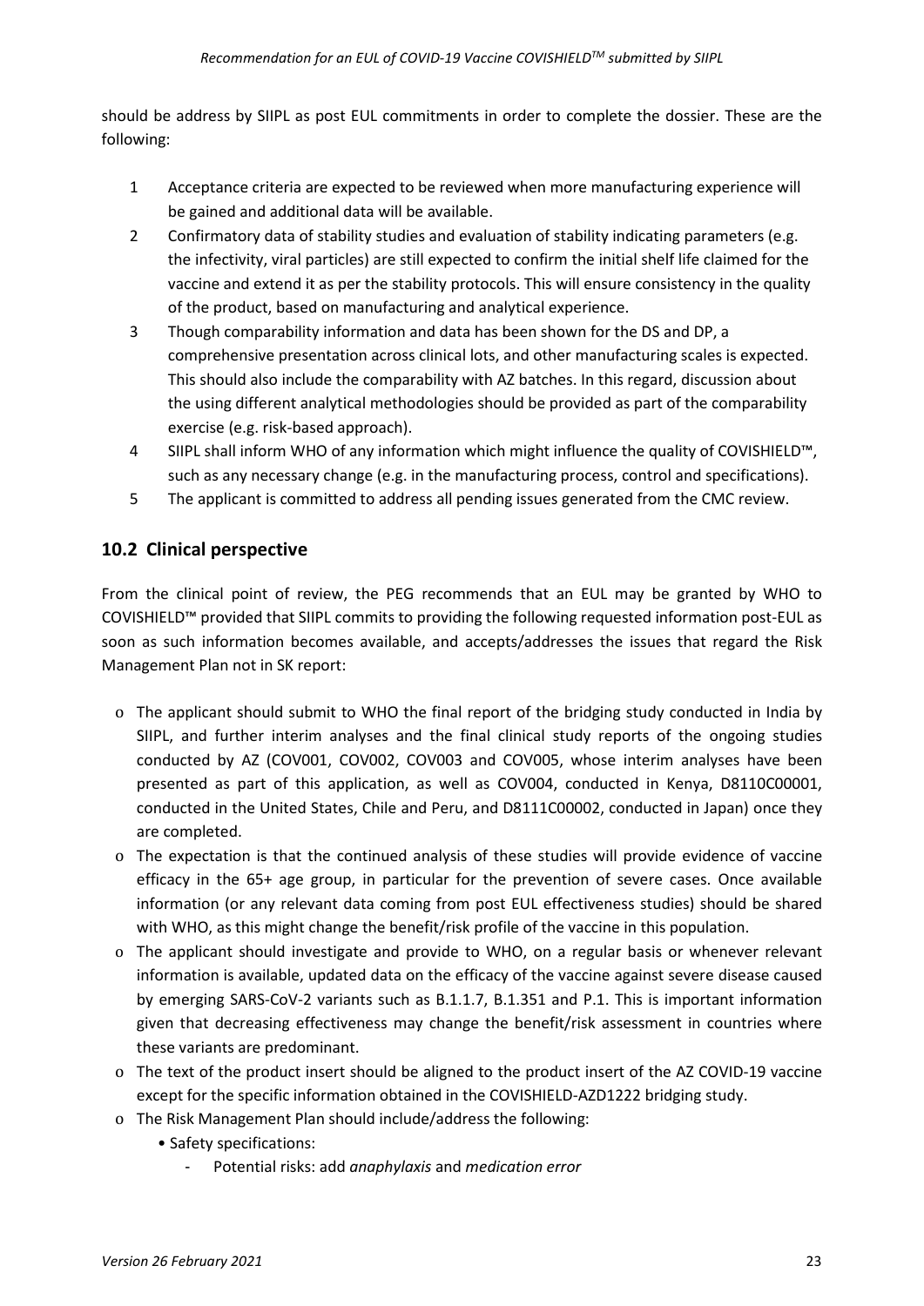should be address by SIIPL as post EUL commitments in order to complete the dossier. These are the following:

1. Acceptance criteria are expected to be reviewed when more manufacturing experience will be gained and additional data will be available.
2. Confirmatory data of stability studies and evaluation of stability indicating parameters (e.g. the infectivity, viral particles) are still expected to confirm the initial shelf life claimed for the vaccine and extend it as per the stability protocols. This will ensure consistency in the quality of the product, based on manufacturing and analytical experience.
3. Though comparability information and data has been shown for the DS and DP, a comprehensive presentation across clinical lots, and other manufacturing scales is expected. This should also include the comparability with AZ batches. In this regard, discussion about the using different analytical methodologies should be provided as part of the comparability exercise (e.g. risk-based approach).
4. SIIPL shall inform WHO of any information which might influence the quality of COVISHIELD™, such as any necessary change (e.g. in the manufacturing process, control and specifications).
5. The applicant is committed to address all pending issues generated from the CMC review.

## 10.2 Clinical perspective

From the clinical point of review, the PEG recommends that an EUL may be granted by WHO to COVISHIELD™ provided that SIIPL commits to providing the following requested information post-EUL as soon as such information becomes available, and accepts/addresses the issues that regard the Risk Management Plan not in SK report:

- The applicant should submit to WHO the final report of the bridging study conducted in India by SIIPL, and further interim analyses and the final clinical study reports of the ongoing studies conducted by AZ (COV001, COV002, COV003 and COV005, whose interim analyses have been presented as part of this application, as well as COV004, conducted in Kenya, D8110C00001, conducted in the United States, Chile and Peru, and D8111C00002, conducted in Japan) once they are completed.
- The expectation is that the continued analysis of these studies will provide evidence of vaccine efficacy in the 65+ age group, in particular for the prevention of severe cases. Once available information (or any relevant data coming from post EUL effectiveness studies) should be shared with WHO, as this might change the benefit/risk profile of the vaccine in this population.
- The applicant should investigate and provide to WHO, on a regular basis or whenever relevant information is available, updated data on the efficacy of the vaccine against severe disease caused by emerging SARS-CoV-2 variants such as B.1.1.7, B.1.351 and P.1. This is important information given that decreasing effectiveness may change the benefit/risk assessment in countries where these variants are predominant.
- The text of the product insert should be aligned to the product insert of the AZ COVID-19 vaccine except for the specific information obtained in the COVISHIELD-AZD1222 bridging study.
- The Risk Management Plan should include/address the following:
  - Safety specifications:
    - Potential risks: add *anaphylaxis* and *medication error*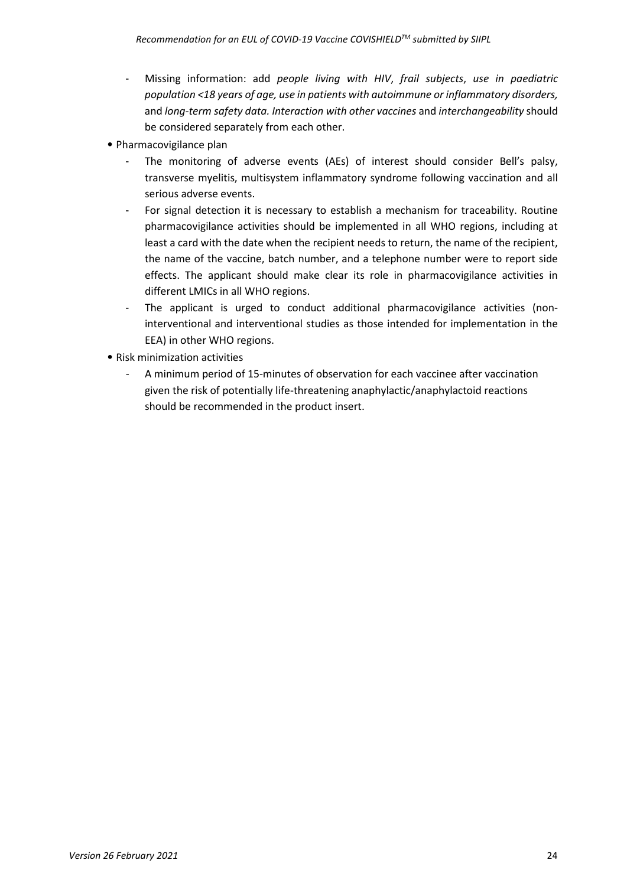- Missing information: add *people living with HIV*, *frail subjects*, *use in paediatric population <18 years of age, use in patients with autoimmune or inflammatory disorders,* and *long-term safety data. Interaction with other vaccines* and *interchangeability* should be considered separately from each other.

- Pharmacovigilance plan
  - The monitoring of adverse events (AEs) of interest should consider Bell's palsy, transverse myelitis, multisystem inflammatory syndrome following vaccination and all serious adverse events.
  - For signal detection it is necessary to establish a mechanism for traceability. Routine pharmacovigilance activities should be implemented in all WHO regions, including at least a card with the date when the recipient needs to return, the name of the recipient, the name of the vaccine, batch number, and a telephone number were to report side effects. The applicant should make clear its role in pharmacovigilance activities in different LMICs in all WHO regions.
  - The applicant is urged to conduct additional pharmacovigilance activities (non-interventional and interventional studies as those intended for implementation in the EEA) in other WHO regions.

- Risk minimization activities
  - A minimum period of 15-minutes of observation for each vaccinee after vaccination given the risk of potentially life-threatening anaphylactic/anaphylactoid reactions should be recommended in the product insert.